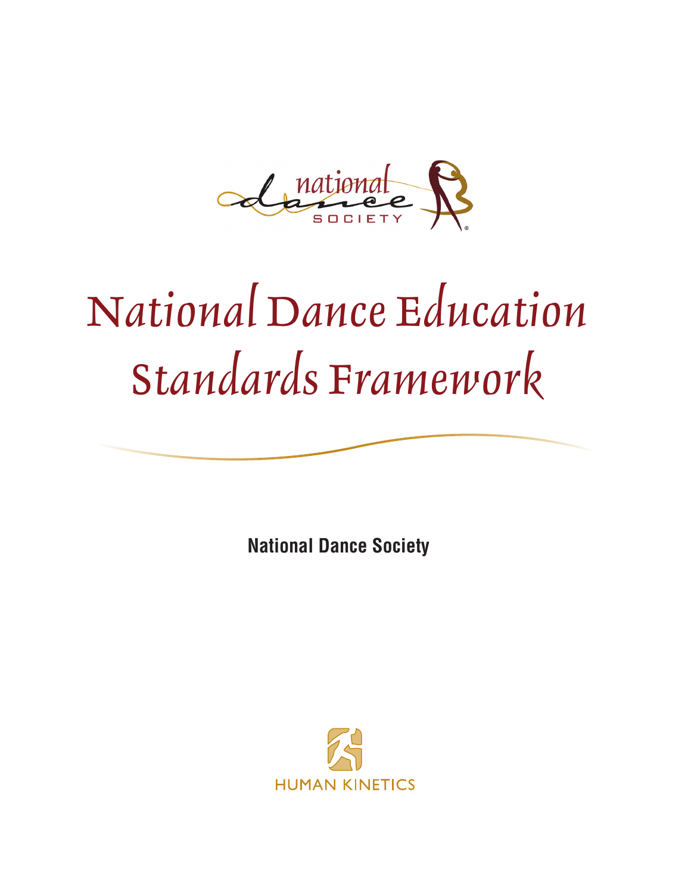national dance SOCIETY

# National Dance Education Standards Framework

**National Dance Society**

HUMAN KINETICS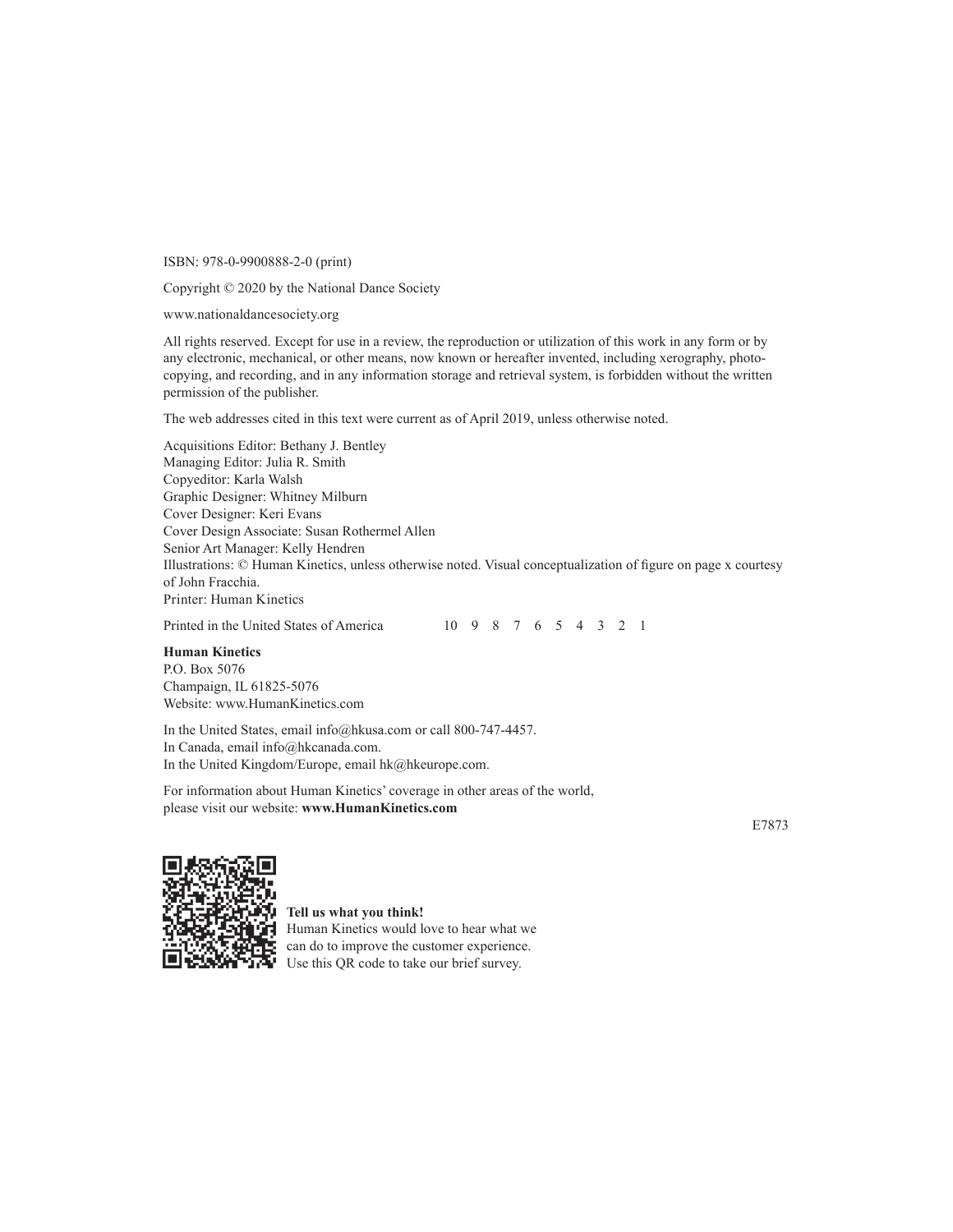ISBN: 978-0-9900888-2-0 (print)

Copyright © 2020 by the National Dance Society

www.nationaldancesociety.org

All rights reserved. Except for use in a review, the reproduction or utilization of this work in any form or by any electronic, mechanical, or other means, now known or hereafter invented, including xerography, photocopying, and recording, and in any information storage and retrieval system, is forbidden without the written permission of the publisher.

The web addresses cited in this text were current as of April 2019, unless otherwise noted.

Acquisitions Editor: Bethany J. Bentley
Managing Editor: Julia R. Smith
Copyeditor: Karla Walsh
Graphic Designer: Whitney Milburn
Cover Designer: Keri Evans
Cover Design Associate: Susan Rothermel Allen
Senior Art Manager: Kelly Hendren
Illustrations: © Human Kinetics, unless otherwise noted. Visual conceptualization of figure on page x courtesy of John Fracchia.
Printer: Human Kinetics

Printed in the United States of America 10 9 8 7 6 5 4 3 2 1

**Human Kinetics**
P.O. Box 5076
Champaign, IL 61825-5076
Website: www.HumanKinetics.com

In the United States, email info@hkusa.com or call 800-747-4457.
In Canada, email info@hkcanada.com.
In the United Kingdom/Europe, email hk@hkeurope.com.

For information about Human Kinetics' coverage in other areas of the world, please visit our website: **www.HumanKinetics.com**

E7873

**Tell us what you think!**
Human Kinetics would love to hear what we can do to improve the customer experience. Use this QR code to take our brief survey.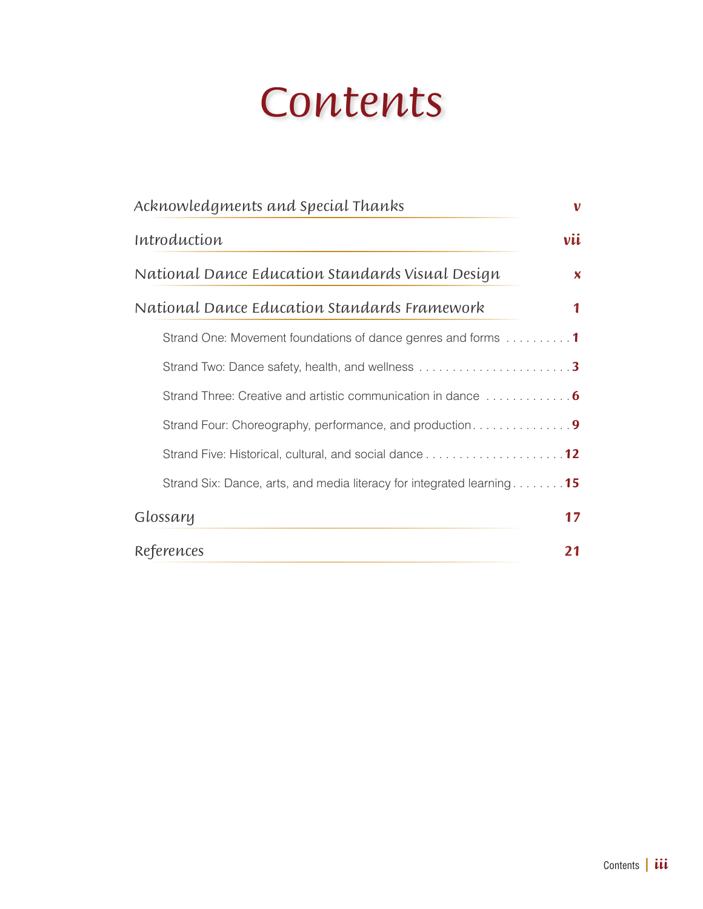# Contents

Acknowledgments and Special Thanks — v

Introduction — vii

National Dance Education Standards Visual Design — x

National Dance Education Standards Framework — 1

- Strand One: Movement foundations of dance genres and forms — 1
- Strand Two: Dance safety, health, and wellness — 3
- Strand Three: Creative and artistic communication in dance — 6
- Strand Four: Choreography, performance, and production — 9
- Strand Five: Historical, cultural, and social dance — 12
- Strand Six: Dance, arts, and media literacy for integrated learning — 15

Glossary — 17

References — 21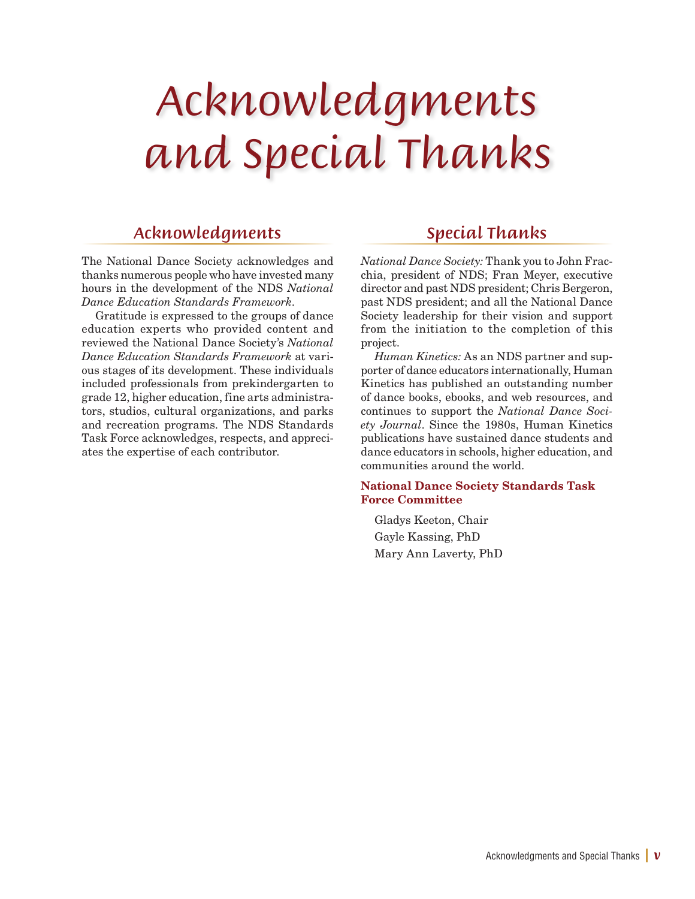# Acknowledgments and Special Thanks

## Acknowledgments

The National Dance Society acknowledges and thanks numerous people who have invested many hours in the development of the NDS *National Dance Education Standards Framework*.

Gratitude is expressed to the groups of dance education experts who provided content and reviewed the National Dance Society's *National Dance Education Standards Framework* at various stages of its development. These individuals included professionals from prekindergarten to grade 12, higher education, fine arts administrators, studios, cultural organizations, and parks and recreation programs. The NDS Standards Task Force acknowledges, respects, and appreciates the expertise of each contributor.

## Special Thanks

*National Dance Society:* Thank you to John Fracchia, president of NDS; Fran Meyer, executive director and past NDS president; Chris Bergeron, past NDS president; and all the National Dance Society leadership for their vision and support from the initiation to the completion of this project.

*Human Kinetics:* As an NDS partner and supporter of dance educators internationally, Human Kinetics has published an outstanding number of dance books, ebooks, and web resources, and continues to support the *National Dance Society Journal*. Since the 1980s, Human Kinetics publications have sustained dance students and dance educators in schools, higher education, and communities around the world.

**National Dance Society Standards Task Force Committee**

Gladys Keeton, Chair
Gayle Kassing, PhD
Mary Ann Laverty, PhD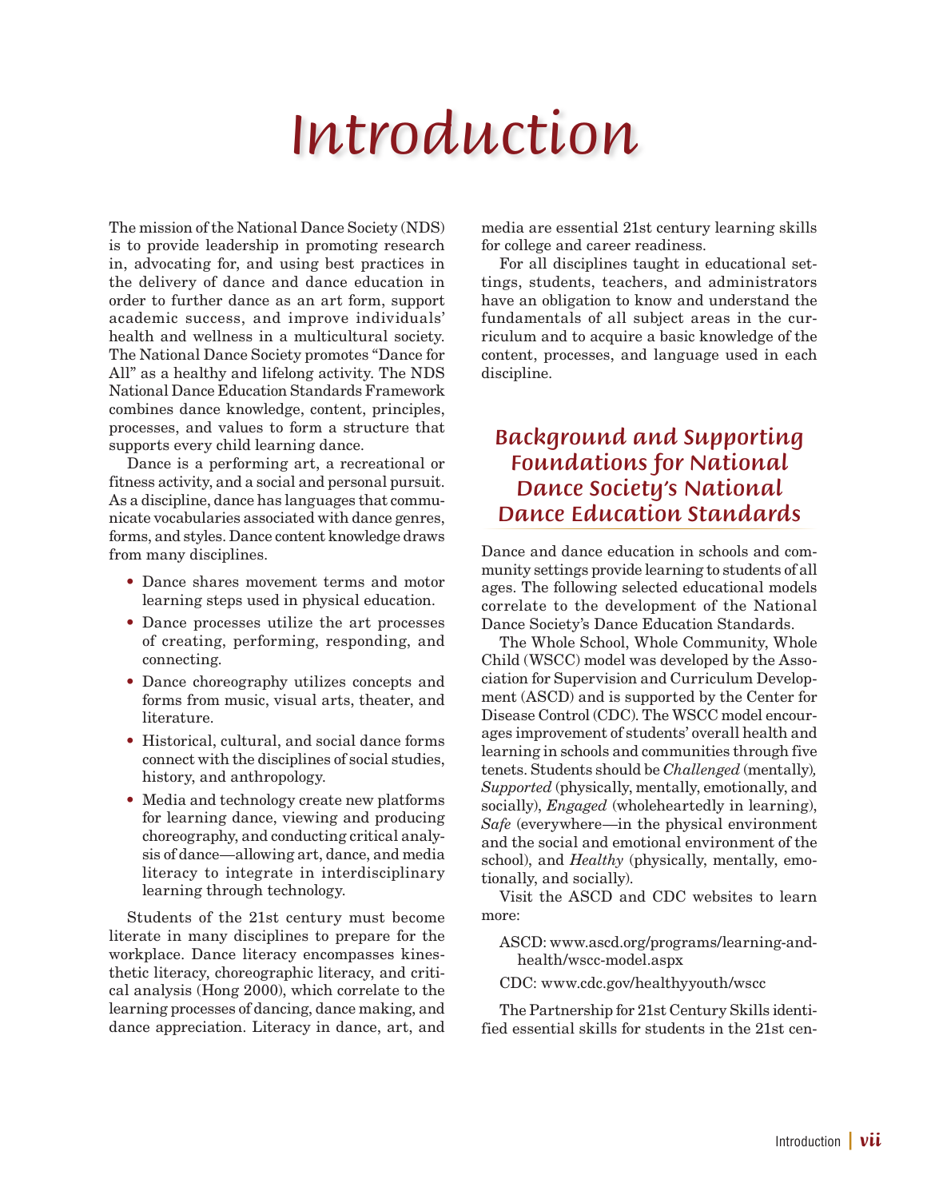# Introduction

The mission of the National Dance Society (NDS) is to provide leadership in promoting research in, advocating for, and using best practices in the delivery of dance and dance education in order to further dance as an art form, support academic success, and improve individuals' health and wellness in a multicultural society. The National Dance Society promotes "Dance for All" as a healthy and lifelong activity. The NDS National Dance Education Standards Framework combines dance knowledge, content, principles, processes, and values to form a structure that supports every child learning dance.

Dance is a performing art, a recreational or fitness activity, and a social and personal pursuit. As a discipline, dance has languages that communicate vocabularies associated with dance genres, forms, and styles. Dance content knowledge draws from many disciplines.

- Dance shares movement terms and motor learning steps used in physical education.
- Dance processes utilize the art processes of creating, performing, responding, and connecting.
- Dance choreography utilizes concepts and forms from music, visual arts, theater, and literature.
- Historical, cultural, and social dance forms connect with the disciplines of social studies, history, and anthropology.
- Media and technology create new platforms for learning dance, viewing and producing choreography, and conducting critical analysis of dance—allowing art, dance, and media literacy to integrate in interdisciplinary learning through technology.

Students of the 21st century must become literate in many disciplines to prepare for the workplace. Dance literacy encompasses kinesthetic literacy, choreographic literacy, and critical analysis (Hong 2000), which correlate to the learning processes of dancing, dance making, and dance appreciation. Literacy in dance, art, and media are essential 21st century learning skills for college and career readiness.

For all disciplines taught in educational settings, students, teachers, and administrators have an obligation to know and understand the fundamentals of all subject areas in the curriculum and to acquire a basic knowledge of the content, processes, and language used in each discipline.

## Background and Supporting Foundations for National Dance Society's National Dance Education Standards

Dance and dance education in schools and community settings provide learning to students of all ages. The following selected educational models correlate to the development of the National Dance Society's Dance Education Standards.

The Whole School, Whole Community, Whole Child (WSCC) model was developed by the Association for Supervision and Curriculum Development (ASCD) and is supported by the Center for Disease Control (CDC). The WSCC model encourages improvement of students' overall health and learning in schools and communities through five tenets. Students should be *Challenged* (mentally), *Supported* (physically, mentally, emotionally, and socially), *Engaged* (wholeheartedly in learning), *Safe* (everywhere—in the physical environment and the social and emotional environment of the school), and *Healthy* (physically, mentally, emotionally, and socially).

Visit the ASCD and CDC websites to learn more:

ASCD: www.ascd.org/programs/learning-and-health/wscc-model.aspx

CDC: www.cdc.gov/healthyyouth/wscc

The Partnership for 21st Century Skills identified essential skills for students in the 21st cen-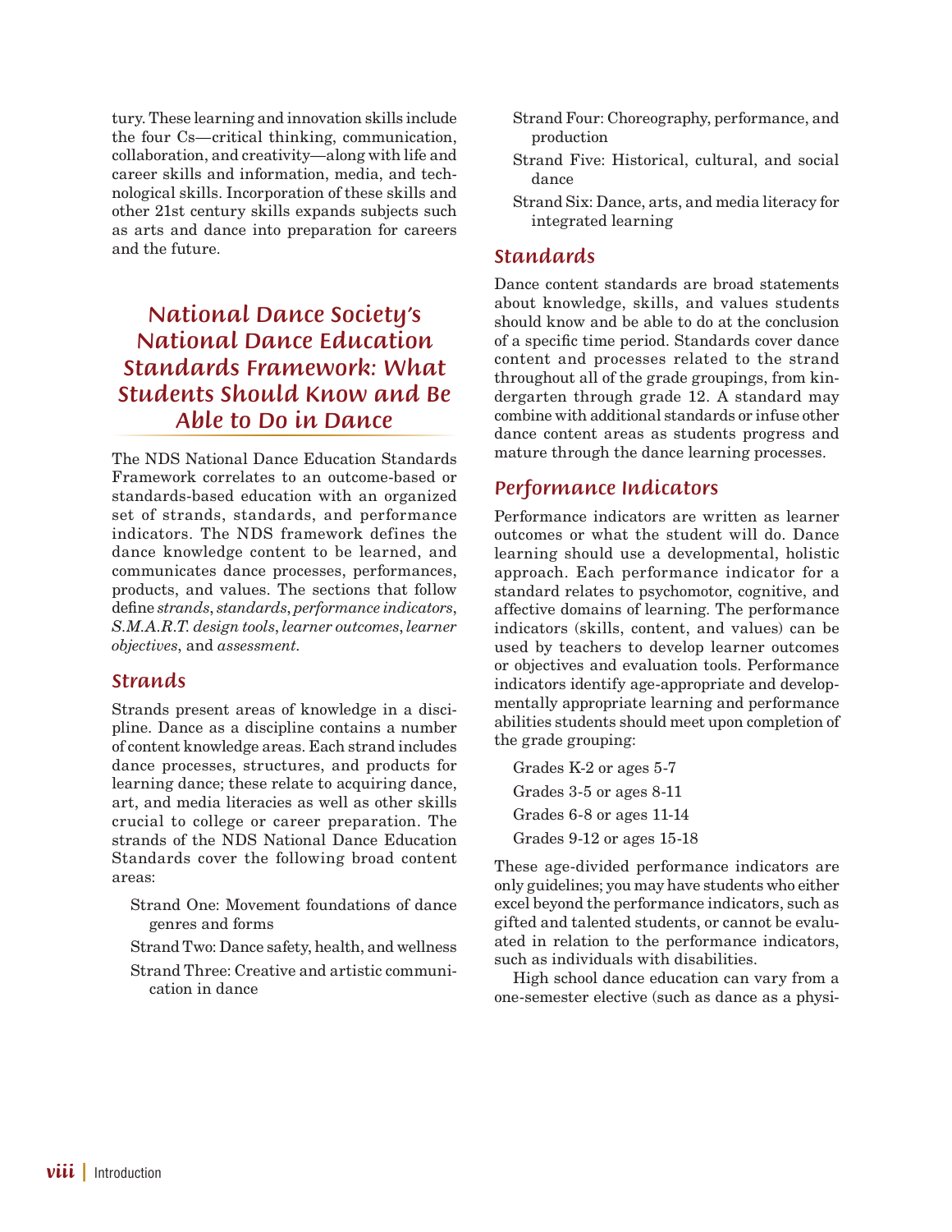tury. These learning and innovation skills include the four Cs—critical thinking, communication, collaboration, and creativity—along with life and career skills and information, media, and technological skills. Incorporation of these skills and other 21st century skills expands subjects such as arts and dance into preparation for careers and the future.

## National Dance Society's National Dance Education Standards Framework: What Students Should Know and Be Able to Do in Dance

The NDS National Dance Education Standards Framework correlates to an outcome-based or standards-based education with an organized set of strands, standards, and performance indicators. The NDS framework defines the dance knowledge content to be learned, and communicates dance processes, performances, products, and values. The sections that follow define *strands*, *standards*, *performance indicators*, *S.M.A.R.T. design tools*, *learner outcomes*, *learner objectives*, and *assessment*.

### Strands

Strands present areas of knowledge in a discipline. Dance as a discipline contains a number of content knowledge areas. Each strand includes dance processes, structures, and products for learning dance; these relate to acquiring dance, art, and media literacies as well as other skills crucial to college or career preparation. The strands of the NDS National Dance Education Standards cover the following broad content areas:

Strand One: Movement foundations of dance genres and forms

Strand Two: Dance safety, health, and wellness

Strand Three: Creative and artistic communication in dance

Strand Four: Choreography, performance, and production

Strand Five: Historical, cultural, and social dance

Strand Six: Dance, arts, and media literacy for integrated learning

### Standards

Dance content standards are broad statements about knowledge, skills, and values students should know and be able to do at the conclusion of a specific time period. Standards cover dance content and processes related to the strand throughout all of the grade groupings, from kindergarten through grade 12. A standard may combine with additional standards or infuse other dance content areas as students progress and mature through the dance learning processes.

### Performance Indicators

Performance indicators are written as learner outcomes or what the student will do. Dance learning should use a developmental, holistic approach. Each performance indicator for a standard relates to psychomotor, cognitive, and affective domains of learning. The performance indicators (skills, content, and values) can be used by teachers to develop learner outcomes or objectives and evaluation tools. Performance indicators identify age-appropriate and developmentally appropriate learning and performance abilities students should meet upon completion of the grade grouping:

Grades K-2 or ages 5-7

Grades 3-5 or ages 8-11

Grades 6-8 or ages 11-14

Grades 9-12 or ages 15-18

These age-divided performance indicators are only guidelines; you may have students who either excel beyond the performance indicators, such as gifted and talented students, or cannot be evaluated in relation to the performance indicators, such as individuals with disabilities.

High school dance education can vary from a one-semester elective (such as dance as a physi-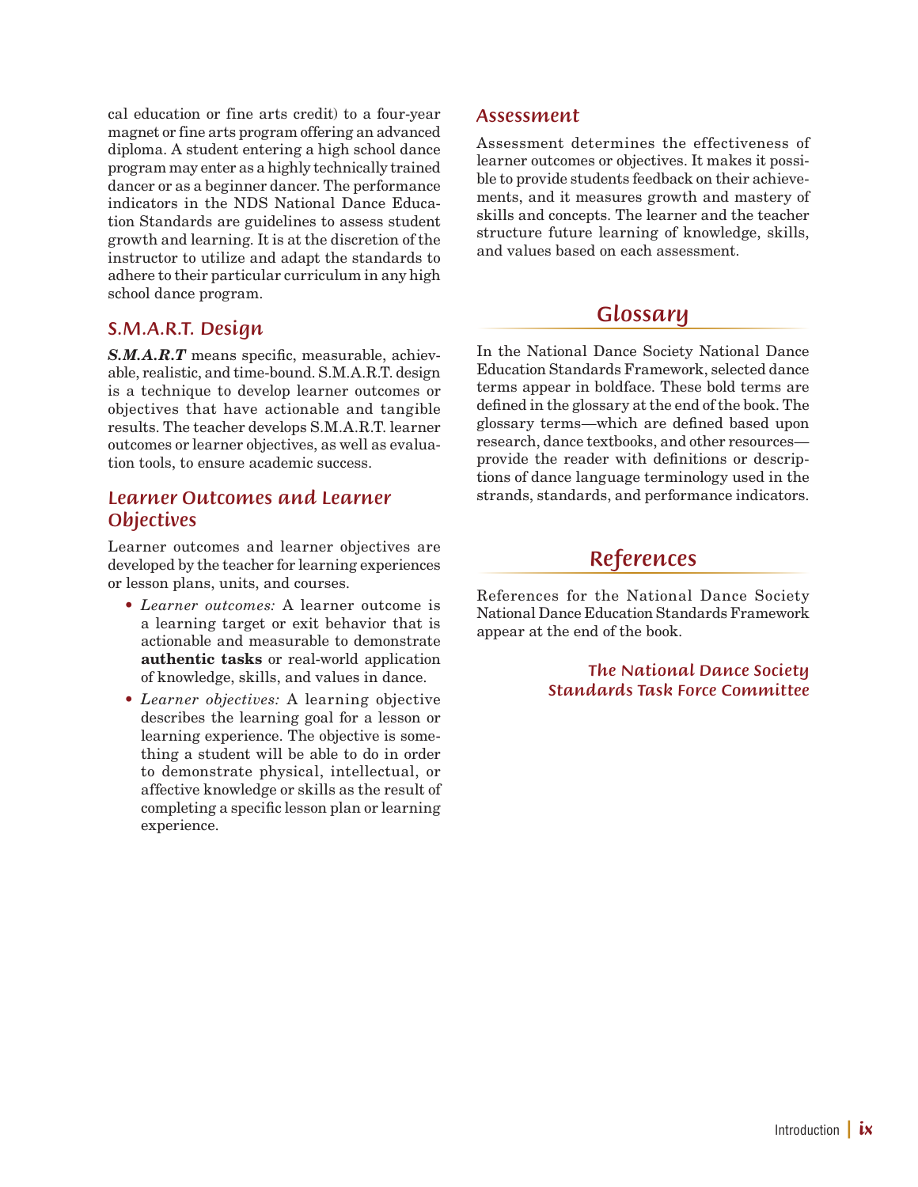cal education or fine arts credit) to a four-year magnet or fine arts program offering an advanced diploma. A student entering a high school dance program may enter as a highly technically trained dancer or as a beginner dancer. The performance indicators in the NDS National Dance Education Standards are guidelines to assess student growth and learning. It is at the discretion of the instructor to utilize and adapt the standards to adhere to their particular curriculum in any high school dance program.

### S.M.A.R.T. Design

***S.M.A.R.T*** means specific, measurable, achievable, realistic, and time-bound. S.M.A.R.T. design is a technique to develop learner outcomes or objectives that have actionable and tangible results. The teacher develops S.M.A.R.T. learner outcomes or learner objectives, as well as evaluation tools, to ensure academic success.

### Learner Outcomes and Learner Objectives

Learner outcomes and learner objectives are developed by the teacher for learning experiences or lesson plans, units, and courses.

- *Learner outcomes:* A learner outcome is a learning target or exit behavior that is actionable and measurable to demonstrate **authentic tasks** or real-world application of knowledge, skills, and values in dance.
- *Learner objectives:* A learning objective describes the learning goal for a lesson or learning experience. The objective is something a student will be able to do in order to demonstrate physical, intellectual, or affective knowledge or skills as the result of completing a specific lesson plan or learning experience.

### Assessment

Assessment determines the effectiveness of learner outcomes or objectives. It makes it possible to provide students feedback on their achievements, and it measures growth and mastery of skills and concepts. The learner and the teacher structure future learning of knowledge, skills, and values based on each assessment.

## Glossary

In the National Dance Society National Dance Education Standards Framework, selected dance terms appear in boldface. These bold terms are defined in the glossary at the end of the book. The glossary terms—which are defined based upon research, dance textbooks, and other resources—provide the reader with definitions or descriptions of dance language terminology used in the strands, standards, and performance indicators.

## References

References for the National Dance Society National Dance Education Standards Framework appear at the end of the book.

*The National Dance Society Standards Task Force Committee*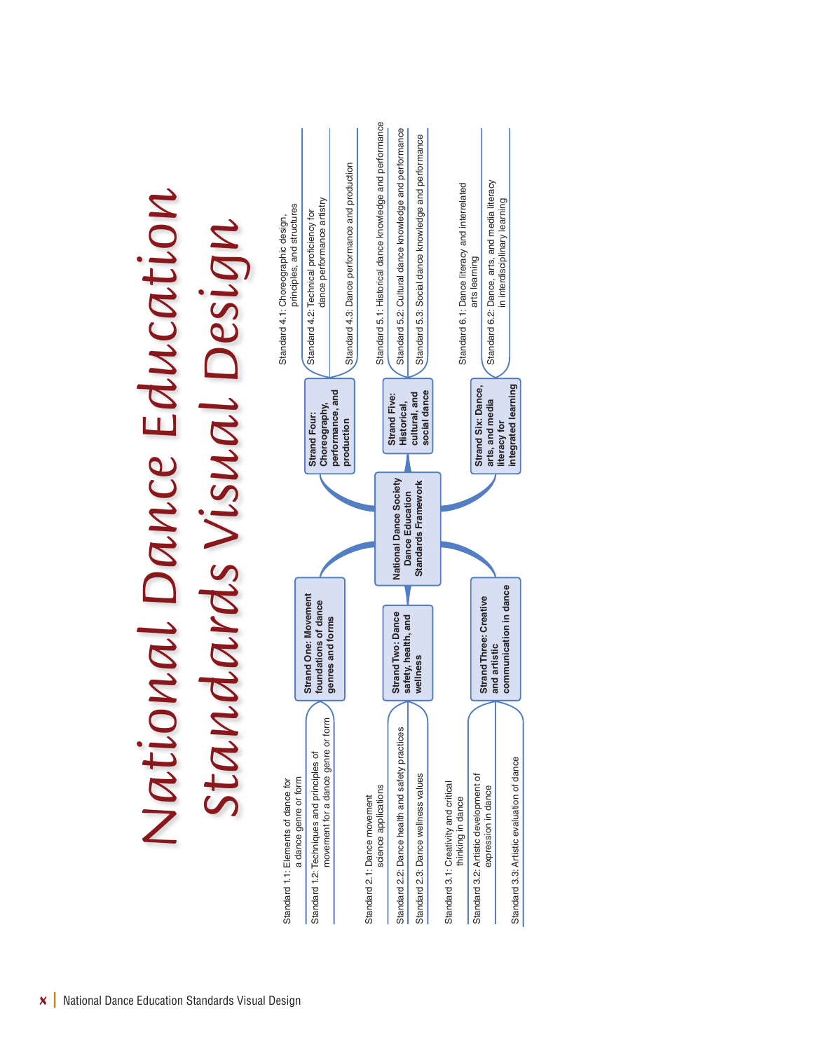# National Dance Education Standards Visual Design

**National Dance Society Dance Education Standards Framework**

**Strand One: Movement foundations of dance genres and forms**

- Standard 1.1: Elements of dance for a dance genre or form
- Standard 1.2: Techniques and principles of movement for a dance genre or form

**Strand Two: Dance safety, health, and wellness**

- Standard 2.1: Dance movement science applications
- Standard 2.2: Dance health and safety practices
- Standard 2.3: Dance wellness values

**Strand Three: Creative and artistic communication in dance**

- Standard 3.1: Creativity and critical thinking in dance
- Standard 3.2: Artistic development of expression in dance
- Standard 3.3: Artistic evaluation of dance

**Strand Four: Choreography, performance, and production**

- Standard 4.1: Choreographic design, principles, and structures
- Standard 4.2: Technical proficiency for dance performance artistry
- Standard 4.3: Dance performance and production

**Strand Five: Historical, cultural, and social dance**

- Standard 5.1: Historical dance knowledge and performance
- Standard 5.2: Cultural dance knowledge and performance
- Standard 5.3: Social dance knowledge and performance

**Strand Six: Dance, arts, and media literacy for integrated learning**

- Standard 6.1: Dance literacy and interrelated arts learning
- Standard 6.2: Dance, arts, and media literacy in interdisciplinary learning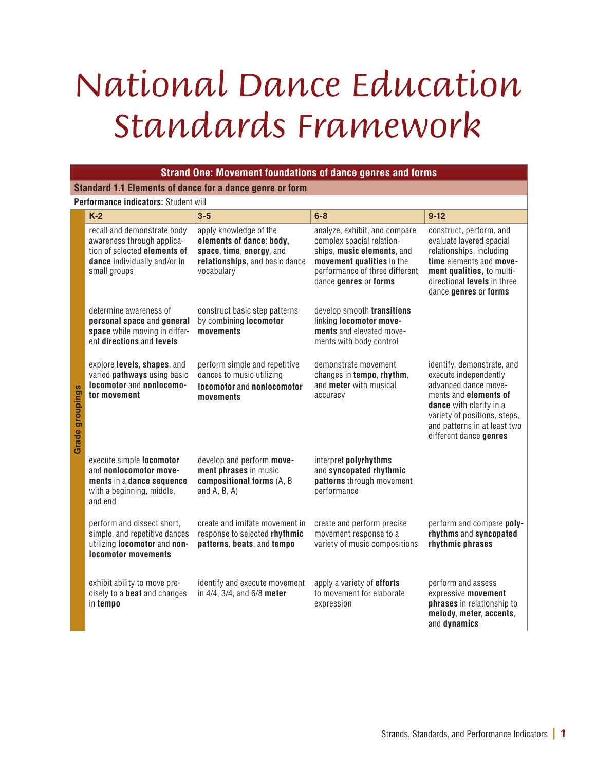# National Dance Education Standards Framework

| Strand One: Movement foundations of dance genres and forms | | | |
|---|---|---|---|
| **Standard 1.1 Elements of dance for a dance genre or form** | | | |
| **Performance indicators:** Student will | | | |
| **K-2** | **3-5** | **6-8** | **9-12** |
| recall and demonstrate body awareness through application of selected **elements of dance** individually and/or in small groups | apply knowledge of the **elements of dance**: **body, space**, **time**, **energy**, and **relationships**, and basic dance vocabulary | analyze, exhibit, and compare complex spacial relationships, **music elements**, and **movement qualities** in the performance of three different dance **genres** or **forms** | construct, perform, and evaluate layered spacial relationships, including **time** elements and **movement qualities,** to multidirectional **levels** in three dance **genres** or **forms** |
| determine awareness of **personal space** and **general space** while moving in different **directions** and **levels** | construct basic step patterns by combining **locomotor movements** | develop smooth **transitions** linking **locomotor movements** and elevated movements with body control | |
| explore **levels**, **shapes**, and varied **pathways** using basic **locomotor** and **nonlocomotor movement** | perform simple and repetitive dances to music utilizing **locomotor** and **nonlocomotor movements** | demonstrate movement changes in **tempo**, **rhythm**, and **meter** with musical accuracy | identify, demonstrate, and execute independently advanced dance movements and **elements of dance** with clarity in a variety of positions, steps, and patterns in at least two different dance **genres** |
| execute simple **locomotor** and **nonlocomotor movements** in a **dance sequence** with a beginning, middle, and end | develop and perform **movement phrases** in music **compositional forms** (A, B and A, B, A) | interpret **polyrhythms** and **syncopated rhythmic patterns** through movement performance | |
| perform and dissect short, simple, and repetitive dances utilizing **locomotor** and **nonlocomotor movements** | create and imitate movement in response to selected **rhythmic patterns**, **beats**, and **tempo** | create and perform precise movement response to a variety of music compositions | perform and compare **polyrhythms** and **syncopated rhythmic phrases** |
| exhibit ability to move precisely to a **beat** and changes in **tempo** | identify and execute movement in 4/4, 3/4, and 6/8 **meter** | apply a variety of **efforts** to movement for elaborate expression | perform and assess expressive **movement phrases** in relationship to **melody**, **meter**, **accents**, and **dynamics** |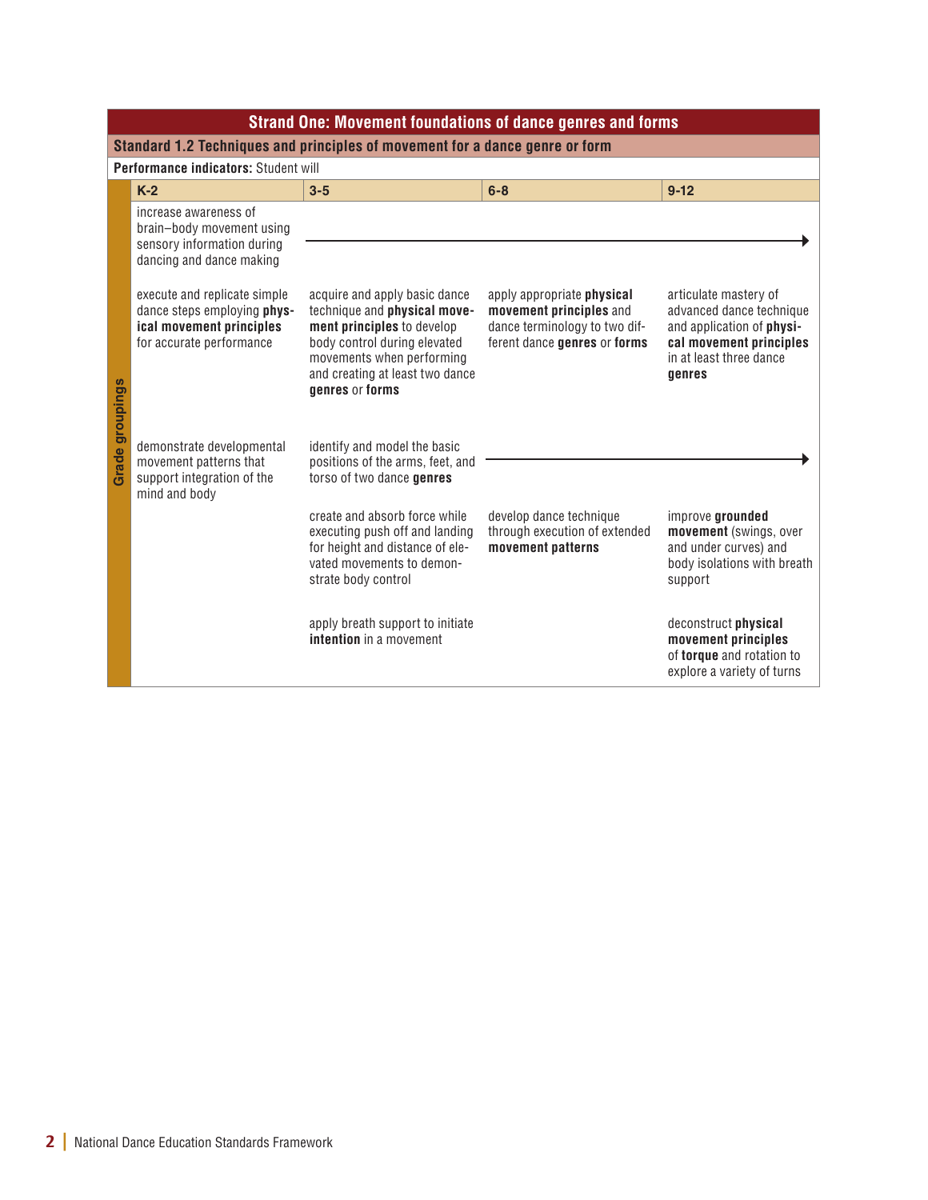## Strand One: Movement foundations of dance genres and forms

### Standard 1.2 Techniques and principles of movement for a dance genre or form

**Performance indicators:** Student will

| K-2 | 3-5 | 6-8 | 9-12 |
|---|---|---|---|
| increase awareness of brain–body movement using sensory information during dancing and dance making | → | → | → |
| execute and replicate simple dance steps employing **physical movement principles** for accurate performance | acquire and apply basic dance technique and **physical movement principles** to develop body control during elevated movements when performing and creating at least two dance **genres** or **forms** | apply appropriate **physical movement principles** and dance terminology to two different dance **genres** or **forms** | articulate mastery of advanced dance technique and application of **physical movement principles** in at least three dance **genres** |
| demonstrate developmental movement patterns that support integration of the mind and body | identify and model the basic positions of the arms, feet, and torso of two dance **genres** | → | → |
| | create and absorb force while executing push off and landing for height and distance of elevated movements to demonstrate body control | develop dance technique through execution of extended **movement patterns** | improve **grounded movement** (swings, over and under curves) and body isolations with breath support |
| | apply breath support to initiate **intention** in a movement | | deconstruct **physical movement principles** of **torque** and rotation to explore a variety of turns |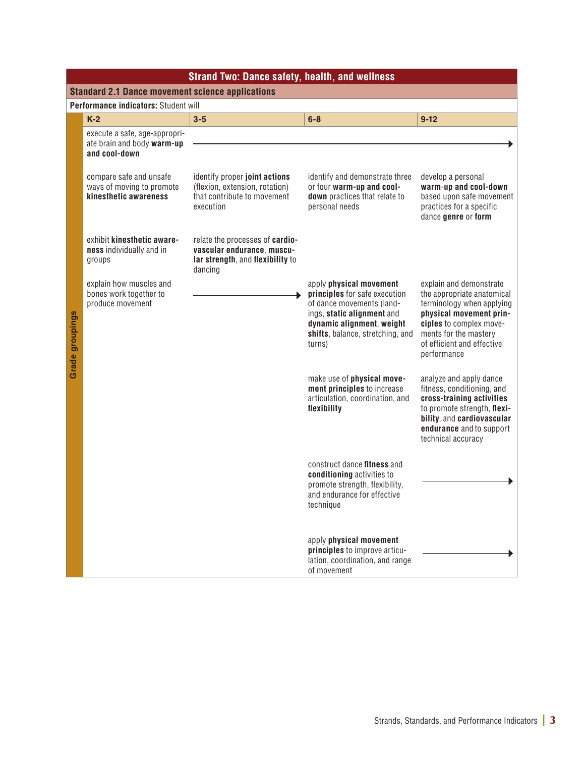## Strand Two: Dance safety, health, and wellness

### Standard 2.1 Dance movement science applications

**Performance indicators:** Student will

| K-2 | 3-5 | 6-8 | 9-12 |
|---|---|---|---|
| execute a safe, age-appropriate brain and body **warm-up and cool-down** | → | → | → |
| compare safe and unsafe ways of moving to promote **kinesthetic awareness** | identify proper **joint actions** (flexion, extension, rotation) that contribute to movement execution | identify and demonstrate three or four **warm-up and cool-down** practices that relate to personal needs | develop a personal **warm-up and cool-down** based upon safe movement practices for a specific dance **genre** or **form** |
| exhibit **kinesthetic awareness** individually and in groups | relate the processes of **cardiovascular endurance**, **muscular strength**, and **flexibility** to dancing | | |
| explain how muscles and bones work together to produce movement | → | apply **physical movement principles** for safe execution of dance movements (landings, **static alignment** and **dynamic alignment**, **weight shifts**, balance, stretching, and turns) | explain and demonstrate the appropriate anatomical terminology when applying **physical movement principles** to complex movements for the mastery of efficient and effective performance |
| | | make use of **physical movement principles** to increase articulation, coordination, and **flexibility** | analyze and apply dance fitness, conditioning, and **cross-training activities** to promote strength, **flexibility**, and **cardiovascular endurance** and to support technical accuracy |
| | | construct dance **fitness** and **conditioning** activities to promote strength, flexibility, and endurance for effective technique | → |
| | | apply **physical movement principles** to improve articulation, coordination, and range of movement | → |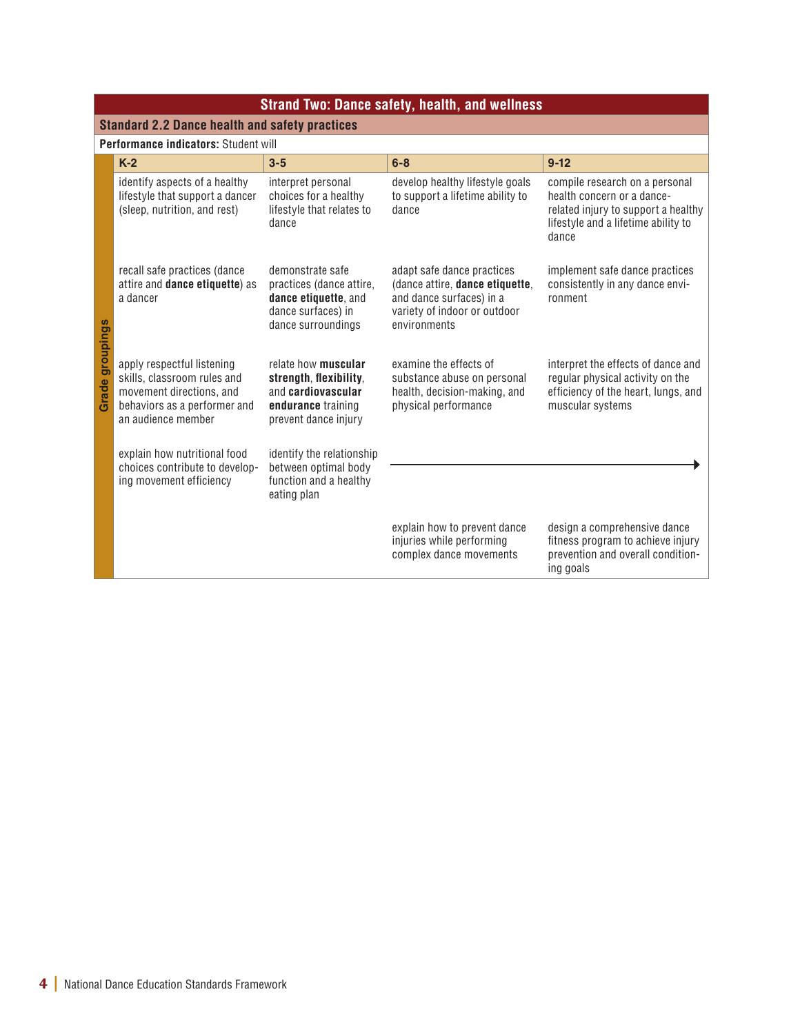## Strand Two: Dance safety, health, and wellness

### Standard 2.2 Dance health and safety practices

**Performance indicators:** Student will

| Grade groupings | K-2 | 3-5 | 6-8 | 9-12 |
|---|---|---|---|---|
| | identify aspects of a healthy lifestyle that support a dancer (sleep, nutrition, and rest) | interpret personal choices for a healthy lifestyle that relates to dance | develop healthy lifestyle goals to support a lifetime ability to dance | compile research on a personal health concern or a dance-related injury to support a healthy lifestyle and a lifetime ability to dance |
| | recall safe practices (dance attire and **dance etiquette**) as a dancer | demonstrate safe practices (dance attire, **dance etiquette**, and dance surfaces) in dance surroundings | adapt safe dance practices (dance attire, **dance etiquette**, and dance surfaces) in a variety of indoor or outdoor environments | implement safe dance practices consistently in any dance environment |
| | apply respectful listening skills, classroom rules and movement directions, and behaviors as a performer and an audience member | relate how **muscular strength**, **flexibility**, and **cardiovascular endurance** training prevent dance injury | examine the effects of substance abuse on personal health, decision-making, and physical performance | interpret the effects of dance and regular physical activity on the efficiency of the heart, lungs, and muscular systems |
| | explain how nutritional food choices contribute to developing movement efficiency | identify the relationship between optimal body function and a healthy eating plan | → | → |
| | | | explain how to prevent dance injuries while performing complex dance movements | design a comprehensive dance fitness program to achieve injury prevention and overall conditioning goals |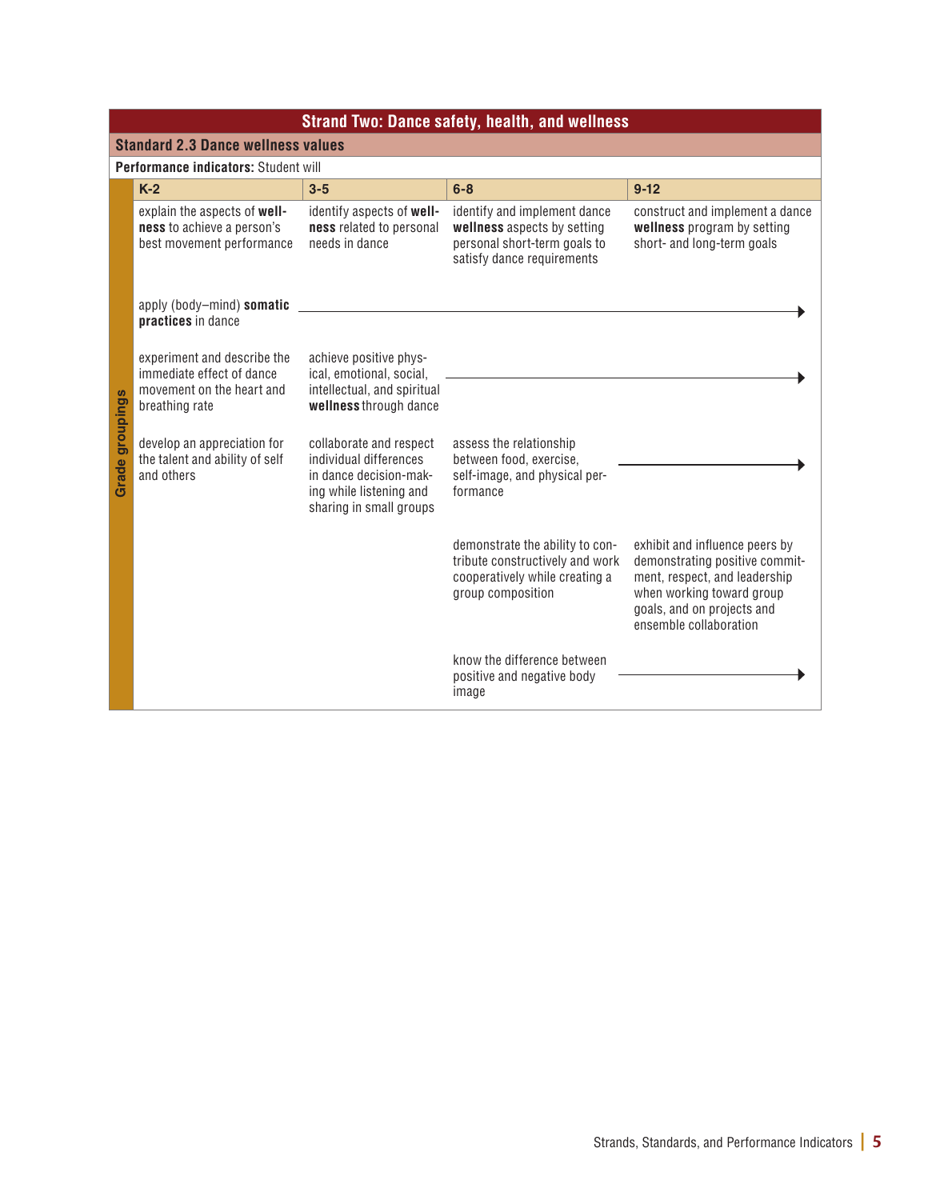## Strand Two: Dance safety, health, and wellness

### Standard 2.3 Dance wellness values

**Performance indicators:** Student will

| Grade groupings | K-2 | 3-5 | 6-8 | 9-12 |
|---|---|---|---|---|
| | explain the aspects of **wellness** to achieve a person's best movement performance | identify aspects of **wellness** related to personal needs in dance | identify and implement dance **wellness** aspects by setting personal short-term goals to satisfy dance requirements | construct and implement a dance **wellness** program by setting short- and long-term goals |
| | apply (body–mind) **somatic practices** in dance | → | → | → |
| | experiment and describe the immediate effect of dance movement on the heart and breathing rate | achieve positive physical, emotional, social, intellectual, and spiritual **wellness** through dance | → | → |
| | develop an appreciation for the talent and ability of self and others | collaborate and respect individual differences in dance decision-making while listening and sharing in small groups | assess the relationship between food, exercise, self-image, and physical performance | → |
| | | | demonstrate the ability to contribute constructively and work cooperatively while creating a group composition | exhibit and influence peers by demonstrating positive commitment, respect, and leadership when working toward group goals, and on projects and ensemble collaboration |
| | | | know the difference between positive and negative body image | → |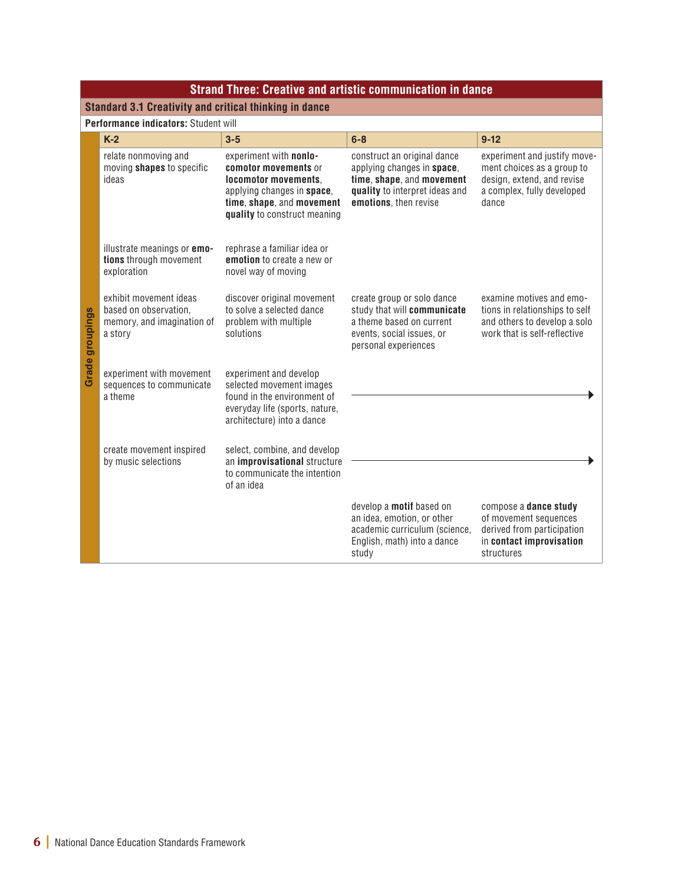## Strand Three: Creative and artistic communication in dance

### Standard 3.1 Creativity and critical thinking in dance

**Performance indicators:** Student will

| K-2 | 3-5 | 6-8 | 9-12 |
|---|---|---|---|
| relate nonmoving and moving **shapes** to specific ideas | experiment with **nonlocomotor movements** or **locomotor movements**, applying changes in **space**, **time**, **shape**, and **movement quality** to construct meaning | construct an original dance applying changes in **space**, **time**, **shape**, and **movement quality** to interpret ideas and **emotions**, then revise | experiment and justify movement choices as a group to design, extend, and revise a complex, fully developed dance |
| illustrate meanings or **emotions** through movement exploration | rephrase a familiar idea or **emotion** to create a new or novel way of moving | | |
| exhibit movement ideas based on observation, memory, and imagination of a story | discover original movement to solve a selected dance problem with multiple solutions | create group or solo dance study that will **communicate** a theme based on current events, social issues, or personal experiences | examine motives and emotions in relationships to self and others to develop a solo work that is self-reflective |
| experiment with movement sequences to communicate a theme | experiment and develop selected movement images found in the environment of everyday life (sports, nature, architecture) into a dance | → | → |
| create movement inspired by music selections | select, combine, and develop an **improvisational** structure to communicate the intention of an idea | → | → |
| | | develop a **motif** based on an idea, emotion, or other academic curriculum (science, English, math) into a dance study | compose a **dance study** of movement sequences derived from participation in **contact improvisation** structures |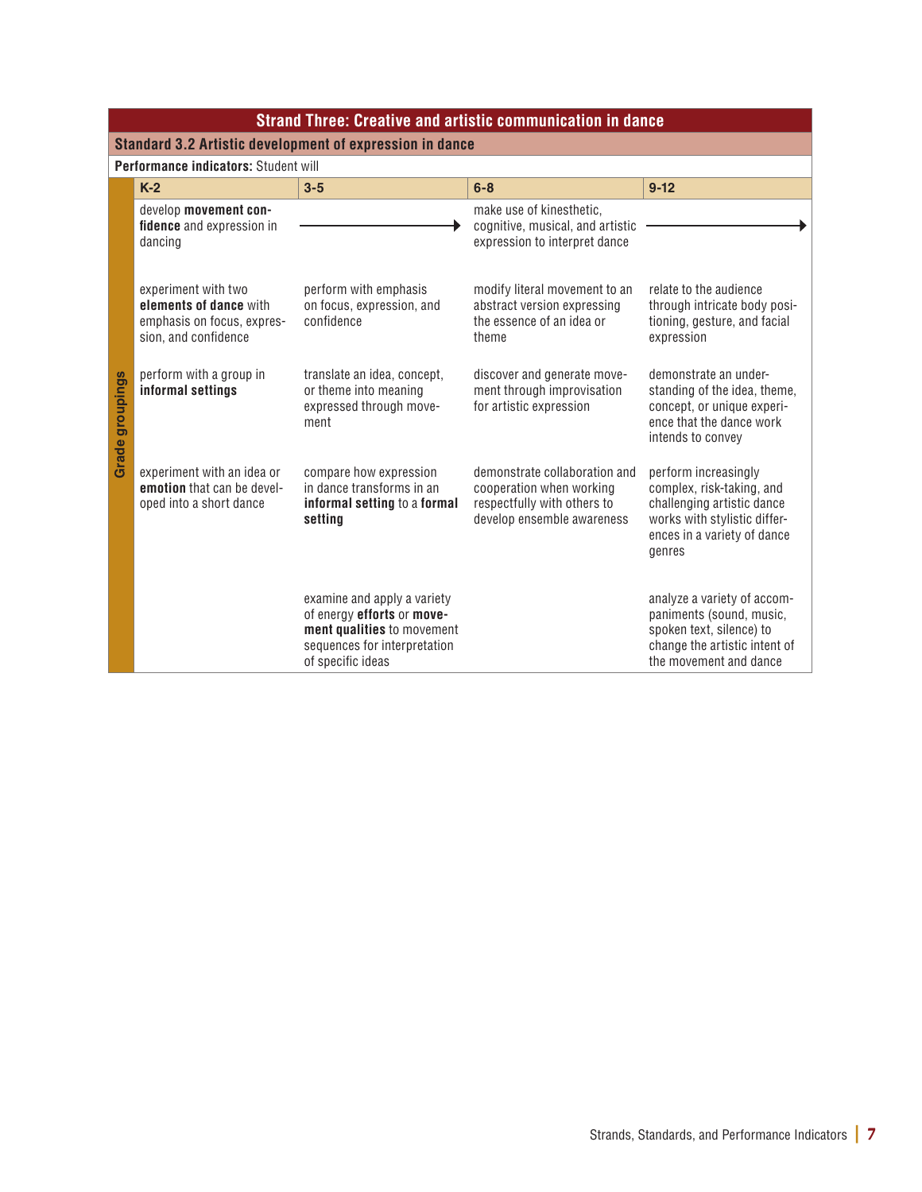## Strand Three: Creative and artistic communication in dance

### Standard 3.2 Artistic development of expression in dance

**Performance indicators:** Student will

| Grade groupings | K-2 | 3-5 | 6-8 | 9-12 |
|---|---|---|---|---|
| | develop **movement confidence** and expression in dancing | → | make use of kinesthetic, cognitive, musical, and artistic expression to interpret dance | → |
| | experiment with two **elements of dance** with emphasis on focus, expression, and confidence | perform with emphasis on focus, expression, and confidence | modify literal movement to an abstract version expressing the essence of an idea or theme | relate to the audience through intricate body positioning, gesture, and facial expression |
| | perform with a group in **informal settings** | translate an idea, concept, or theme into meaning expressed through movement | discover and generate movement through improvisation for artistic expression | demonstrate an understanding of the idea, theme, concept, or unique experience that the dance work intends to convey |
| | experiment with an idea or **emotion** that can be developed into a short dance | compare how expression in dance transforms in an **informal setting** to a **formal setting** | demonstrate collaboration and cooperation when working respectfully with others to develop ensemble awareness | perform increasingly complex, risk-taking, and challenging artistic dance works with stylistic differences in a variety of dance genres |
| | | examine and apply a variety of energy **efforts** or **movement qualities** to movement sequences for interpretation of specific ideas | | analyze a variety of accompaniments (sound, music, spoken text, silence) to change the artistic intent of the movement and dance |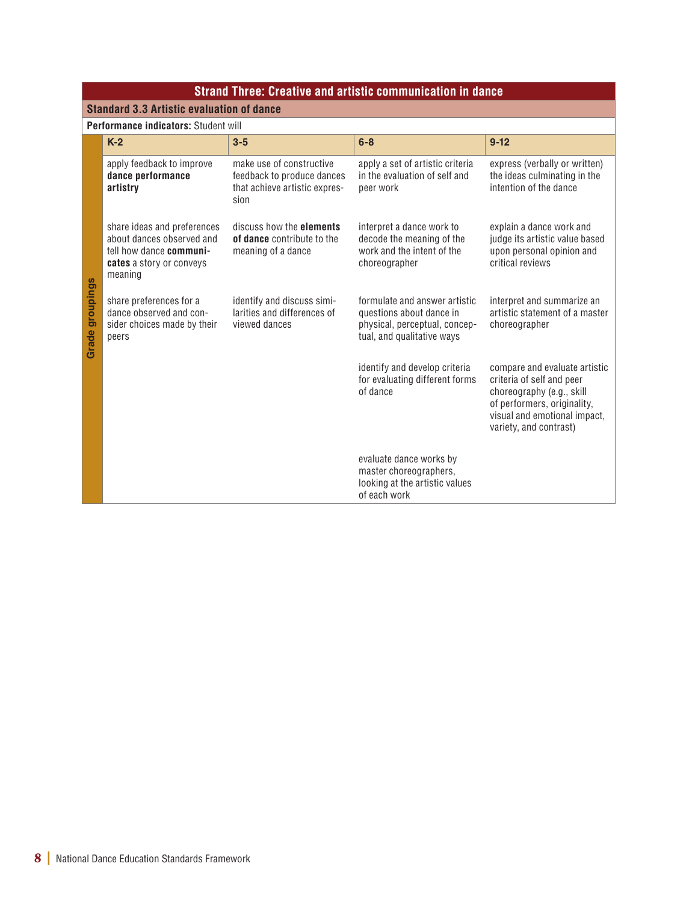## Strand Three: Creative and artistic communication in dance

### Standard 3.3 Artistic evaluation of dance

**Performance indicators:** Student will

| K-2 | 3-5 | 6-8 | 9-12 |
|---|---|---|---|
| apply feedback to improve **dance performance artistry** | make use of constructive feedback to produce dances that achieve artistic expression | apply a set of artistic criteria in the evaluation of self and peer work | express (verbally or written) the ideas culminating in the intention of the dance |
| share ideas and preferences about dances observed and tell how dance **communicates** a story or conveys meaning | discuss how the **elements of dance** contribute to the meaning of a dance | interpret a dance work to decode the meaning of the work and the intent of the choreographer | explain a dance work and judge its artistic value based upon personal opinion and critical reviews |
| share preferences for a dance observed and consider choices made by their peers | identify and discuss similarities and differences of viewed dances | formulate and answer artistic questions about dance in physical, perceptual, conceptual, and qualitative ways | interpret and summarize an artistic statement of a master choreographer |
| | | identify and develop criteria for evaluating different forms of dance | compare and evaluate artistic criteria of self and peer choreography (e.g., skill of performers, originality, visual and emotional impact, variety, and contrast) |
| | | evaluate dance works by master choreographers, looking at the artistic values of each work | |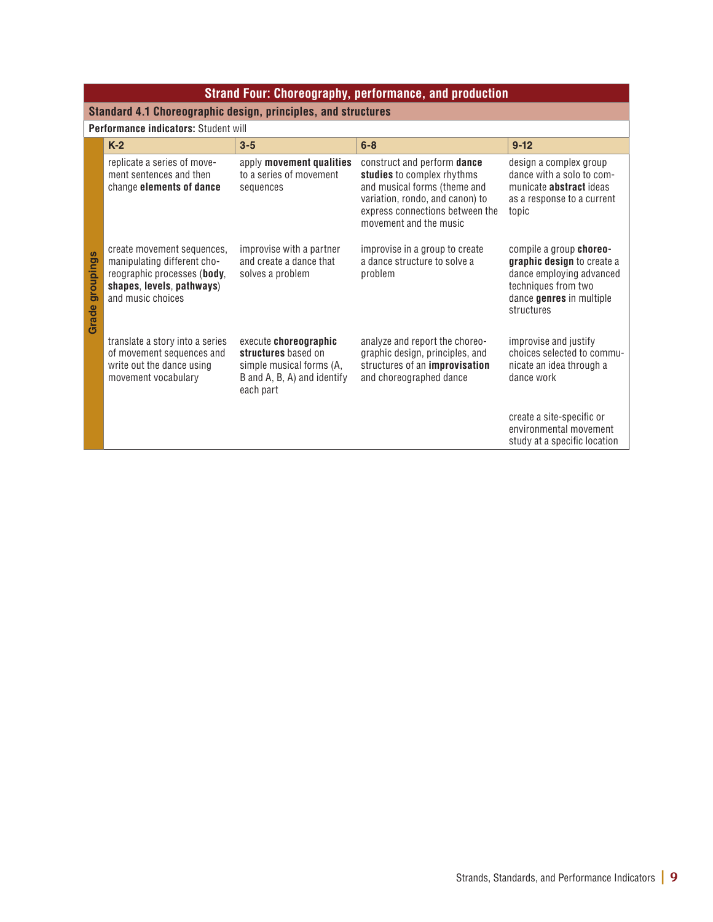## Strand Four: Choreography, performance, and production

### Standard 4.1 Choreographic design, principles, and structures

**Performance indicators:** Student will

| Grade groupings | K-2 | 3-5 | 6-8 | 9-12 |
|---|---|---|---|---|
| | replicate a series of movement sentences and then change **elements of dance** | apply **movement qualities** to a series of movement sequences | construct and perform **dance studies** to complex rhythms and musical forms (theme and variation, rondo, and canon) to express connections between the movement and the music | design a complex group dance with a solo to communicate **abstract** ideas as a response to a current topic |
| | create movement sequences, manipulating different choreographic processes (**body**, **shapes**, **levels**, **pathways**) and music choices | improvise with a partner and create a dance that solves a problem | improvise in a group to create a dance structure to solve a problem | compile a group **choreographic design** to create a dance employing advanced techniques from two dance **genres** in multiple structures |
| | translate a story into a series of movement sequences and write out the dance using movement vocabulary | execute **choreographic structures** based on simple musical forms (A, B and A, B, A) and identify each part | analyze and report the choreographic design, principles, and structures of an **improvisation** and choreographed dance | improvise and justify choices selected to communicate an idea through a dance work |
| | | | | create a site-specific or environmental movement study at a specific location |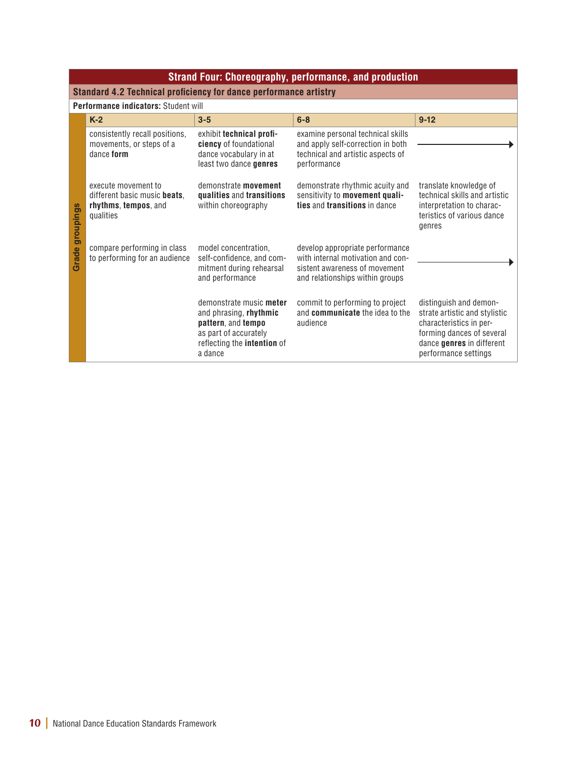## Strand Four: Choreography, performance, and production

### Standard 4.2 Technical proficiency for dance performance artistry

**Performance indicators:** Student will

| Grade groupings | K-2 | 3-5 | 6-8 | 9-12 |
|---|---|---|---|---|
| | consistently recall positions, movements, or steps of a dance **form** | exhibit **technical proficiency** of foundational dance vocabulary in at least two dance **genres** | examine personal technical skills and apply self-correction in both technical and artistic aspects of performance | → |
| | execute movement to different basic music **beats**, **rhythms**, **tempos**, and qualities | demonstrate **movement qualities** and **transitions** within choreography | demonstrate rhythmic acuity and sensitivity to **movement qualities** and **transitions** in dance | translate knowledge of technical skills and artistic interpretation to characteristics of various dance genres |
| | compare performing in class to performing for an audience | model concentration, self-confidence, and commitment during rehearsal and performance | develop appropriate performance with internal motivation and consistent awareness of movement and relationships within groups | → |
| | | demonstrate music **meter** and phrasing, **rhythmic pattern**, and **tempo** as part of accurately reflecting the **intention** of a dance | commit to performing to project and **communicate** the idea to the audience | distinguish and demonstrate artistic and stylistic characteristics in performing dances of several dance **genres** in different performance settings |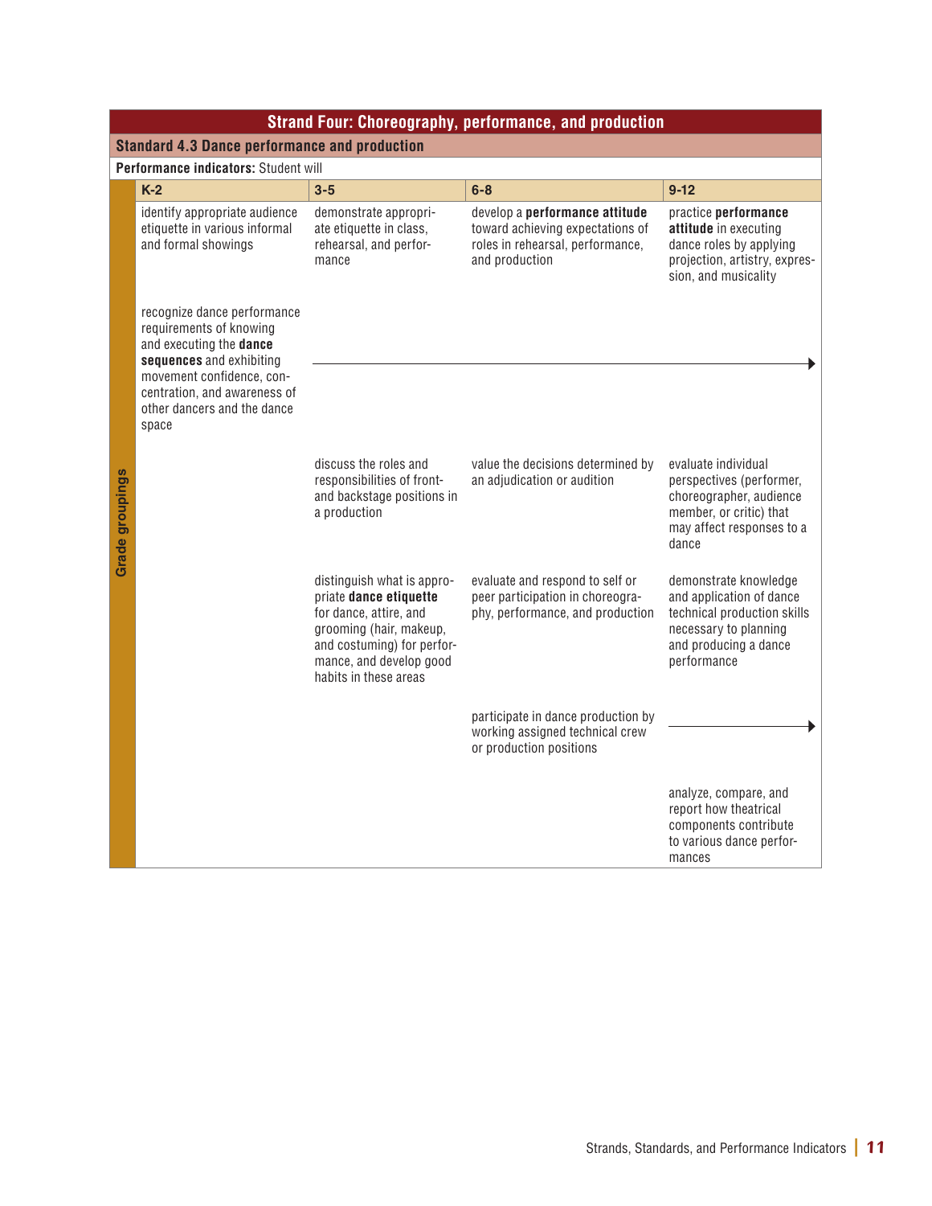## Strand Four: Choreography, performance, and production

### Standard 4.3 Dance performance and production

**Performance indicators:** Student will

| Grade groupings | K-2 | 3-5 | 6-8 | 9-12 |
|---|---|---|---|---|
| | identify appropriate audience etiquette in various informal and formal showings | demonstrate appropriate etiquette in class, rehearsal, and performance | develop a **performance attitude** toward achieving expectations of roles in rehearsal, performance, and production | practice **performance attitude** in executing dance roles by applying projection, artistry, expression, and musicality |
| | recognize dance performance requirements of knowing and executing the **dance sequences** and exhibiting movement confidence, concentration, and awareness of other dancers and the dance space | → | → | → |
| | | discuss the roles and responsibilities of front- and backstage positions in a production | value the decisions determined by an adjudication or audition | evaluate individual perspectives (performer, choreographer, audience member, or critic) that may affect responses to a dance |
| | | distinguish what is appropriate **dance etiquette** for dance, attire, and grooming (hair, makeup, and costuming) for performance, and develop good habits in these areas | evaluate and respond to self or peer participation in choreography, performance, and production | demonstrate knowledge and application of dance technical production skills necessary to planning and producing a dance performance |
| | | | participate in dance production by working assigned technical crew or production positions | → |
| | | | | analyze, compare, and report how theatrical components contribute to various dance performances |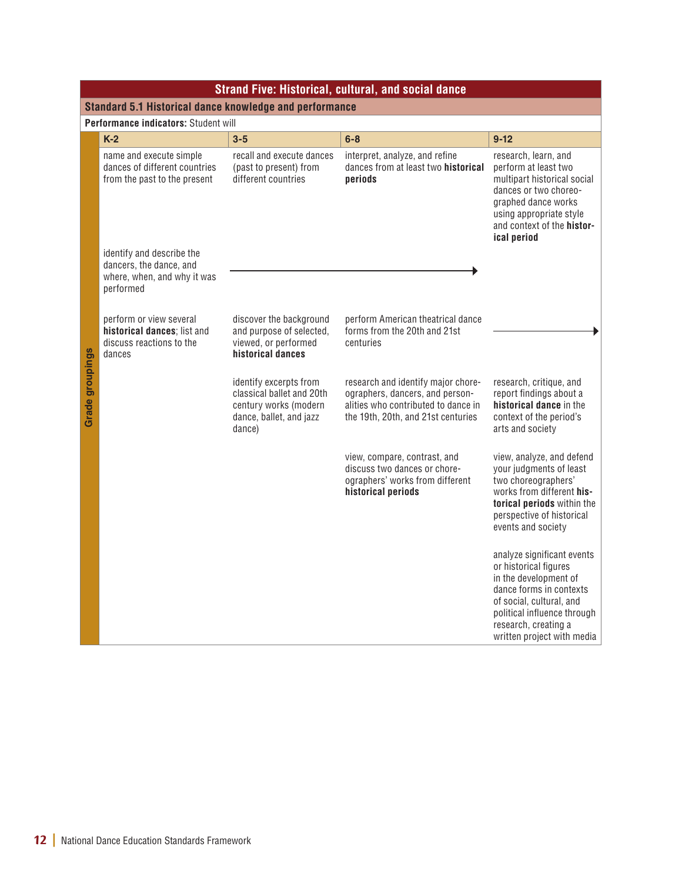## Strand Five: Historical, cultural, and social dance

### Standard 5.1 Historical dance knowledge and performance

**Performance indicators:** Student will

| K-2 | 3-5 | 6-8 | 9-12 |
|---|---|---|---|
| name and execute simple dances of different countries from the past to the present | recall and execute dances (past to present) from different countries | interpret, analyze, and refine dances from at least two **historical periods** | research, learn, and perform at least two multipart historical social dances or two choreographed dance works using appropriate style and context of the **historical period** |
| identify and describe the dancers, the dance, and where, when, and why it was performed | → | → | |
| perform or view several **historical dances**; list and discuss reactions to the dances | discover the background and purpose of selected, viewed, or performed **historical dances** | perform American theatrical dance forms from the 20th and 21st centuries | → |
| | identify excerpts from classical ballet and 20th century works (modern dance, ballet, and jazz dance) | research and identify major choreographers, dancers, and personalities who contributed to dance in the 19th, 20th, and 21st centuries | research, critique, and report findings about a **historical dance** in the context of the period's arts and society |
| | | view, compare, contrast, and discuss two dances or choreographers' works from different **historical periods** | view, analyze, and defend your judgments of least two choreographers' works from different **historical periods** within the perspective of historical events and society |
| | | | analyze significant events or historical figures in the development of dance forms in contexts of social, cultural, and political influence through research, creating a written project with media |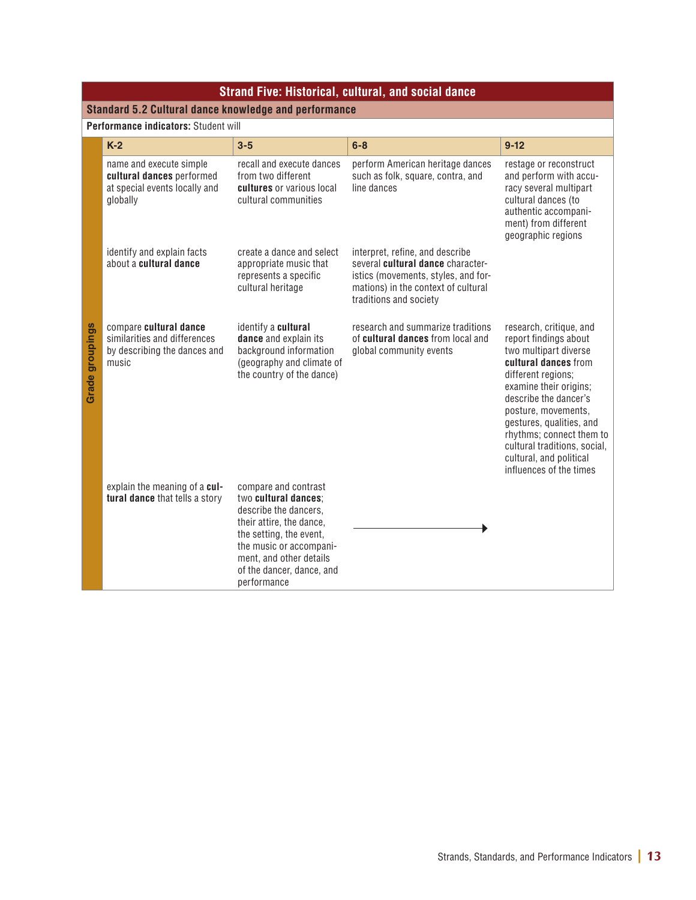## Strand Five: Historical, cultural, and social dance

### Standard 5.2 Cultural dance knowledge and performance

**Performance indicators:** Student will

| K-2 | 3-5 | 6-8 | 9-12 |
|---|---|---|---|
| name and execute simple **cultural dances** performed at special events locally and globally | recall and execute dances from two different **cultures** or various local cultural communities | perform American heritage dances such as folk, square, contra, and line dances | restage or reconstruct and perform with accuracy several multipart cultural dances (to authentic accompaniment) from different geographic regions |
| identify and explain facts about a **cultural dance** | create a dance and select appropriate music that represents a specific cultural heritage | interpret, refine, and describe several **cultural dance** characteristics (movements, styles, and formations) in the context of cultural traditions and society | |
| compare **cultural dance** similarities and differences by describing the dances and music | identify a **cultural dance** and explain its background information (geography and climate of the country of the dance) | research and summarize traditions of **cultural dances** from local and global community events | research, critique, and report findings about two multipart diverse **cultural dances** from different regions; examine their origins; describe the dancer's posture, movements, gestures, qualities, and rhythms; connect them to cultural traditions, social, cultural, and political influences of the times |
| explain the meaning of a **cultural dance** that tells a story | compare and contrast two **cultural dances**; describe the dancers, their attire, the dance, the setting, the event, the music or accompaniment, and other details of the dancer, dance, and performance | → | |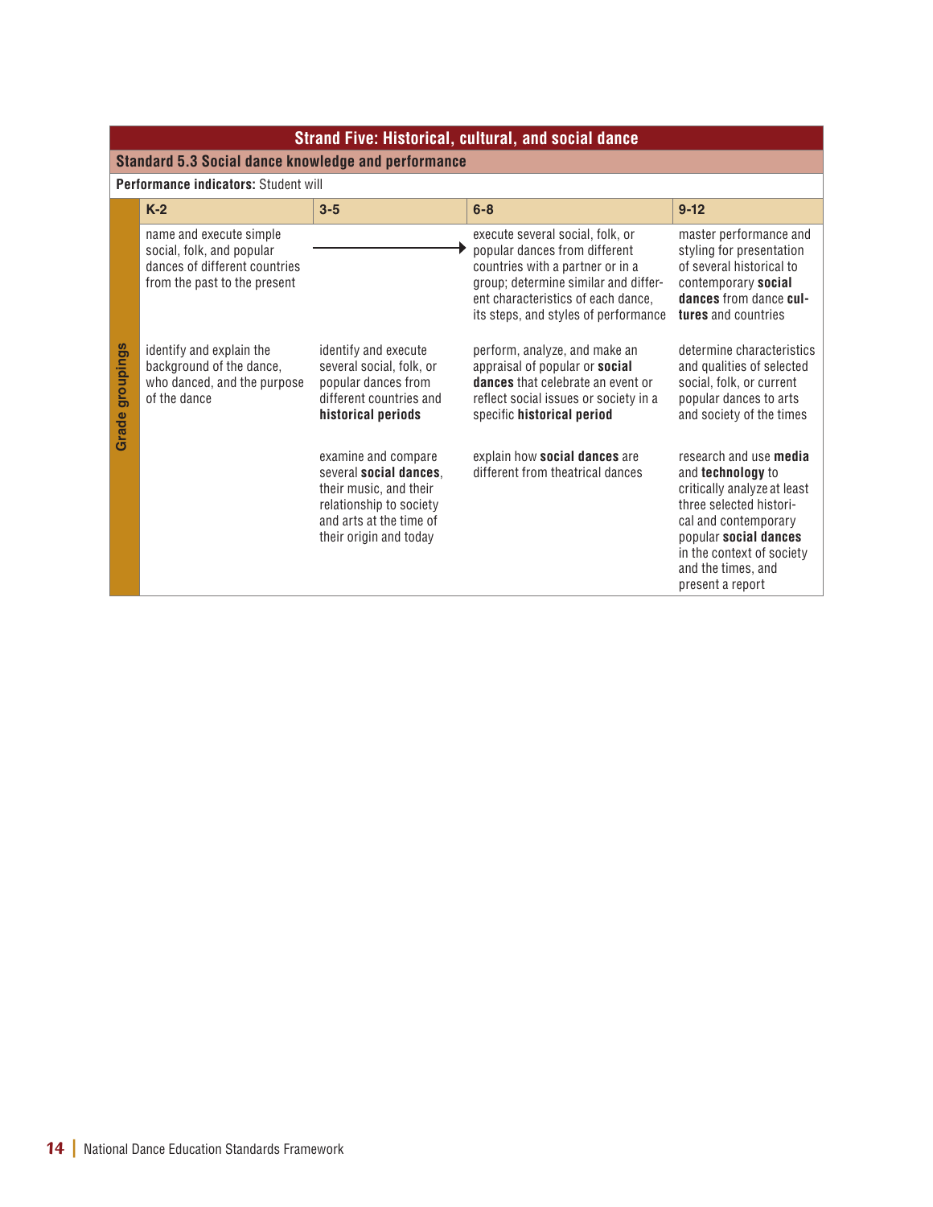## Strand Five: Historical, cultural, and social dance

### Standard 5.3 Social dance knowledge and performance

**Performance indicators:** Student will

| Grade groupings | K-2 | 3-5 | 6-8 | 9-12 |
|---|---|---|---|---|
| | name and execute simple social, folk, and popular dances of different countries from the past to the present | → | execute several social, folk, or popular dances from different countries with a partner or in a group; determine similar and different characteristics of each dance, its steps, and styles of performance | master performance and styling for presentation of several historical to contemporary **social dances** from dance **cultures** and countries |
| | identify and explain the background of the dance, who danced, and the purpose of the dance | identify and execute several social, folk, or popular dances from different countries and **historical periods** | perform, analyze, and make an appraisal of popular or **social dances** that celebrate an event or reflect social issues or society in a specific **historical period** | determine characteristics and qualities of selected social, folk, or current popular dances to arts and society of the times |
| | | examine and compare several **social dances**, their music, and their relationship to society and arts at the time of their origin and today | explain how **social dances** are different from theatrical dances | research and use **media** and **technology** to critically analyze at least three selected historical and contemporary popular **social dances** in the context of society and the times, and present a report |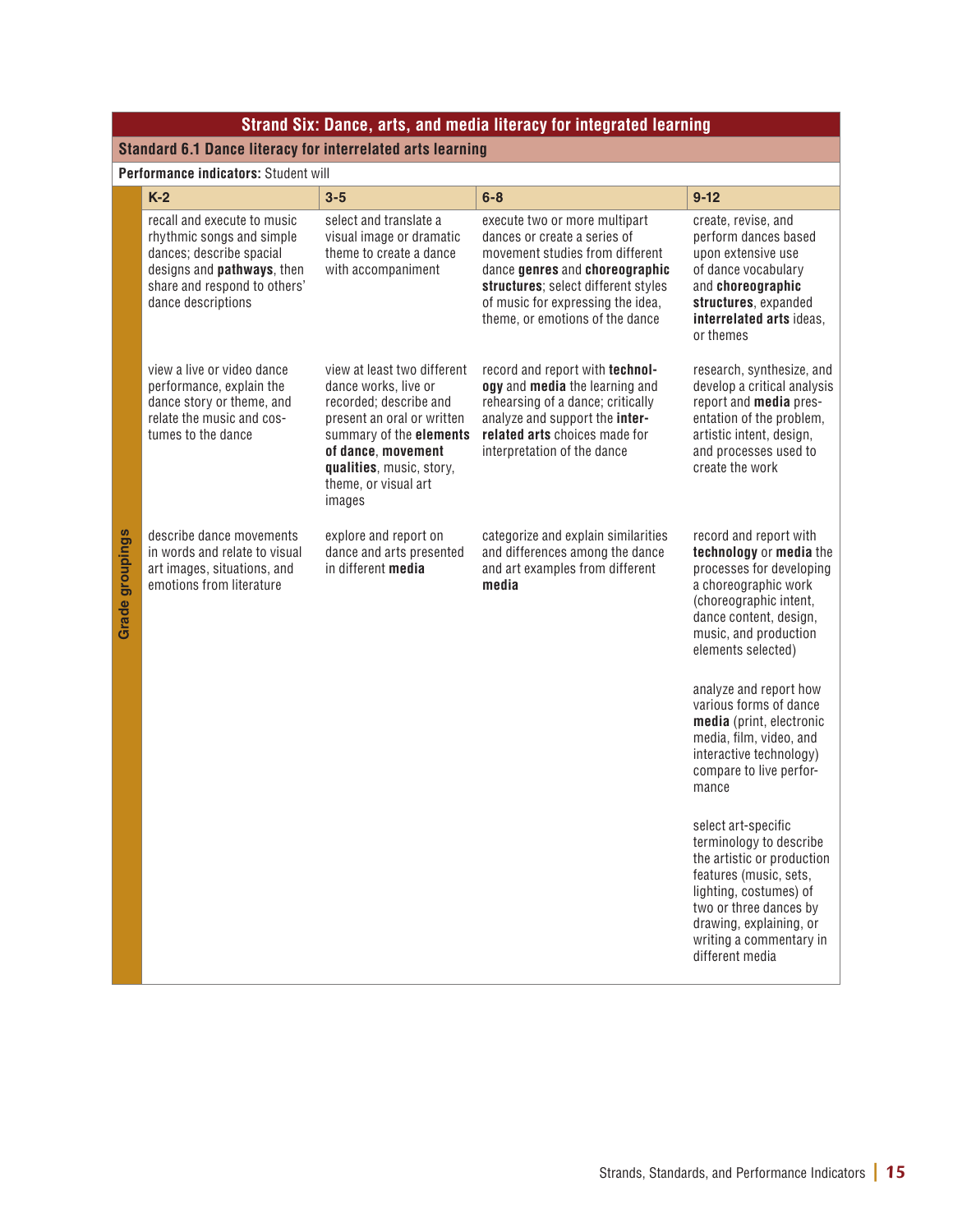## Strand Six: Dance, arts, and media literacy for integrated learning

### Standard 6.1 Dance literacy for interrelated arts learning

**Performance indicators:** Student will

| Grade groupings | K-2 | 3-5 | 6-8 | 9-12 |
|---|---|---|---|---|
| | recall and execute to music rhythmic songs and simple dances; describe spacial designs and **pathways**, then share and respond to others' dance descriptions | select and translate a visual image or dramatic theme to create a dance with accompaniment | execute two or more multipart dances or create a series of movement studies from different dance **genres** and **choreographic structures**; select different styles of music for expressing the idea, theme, or emotions of the dance | create, revise, and perform dances based upon extensive use of dance vocabulary and **choreographic structures**, expanded **interrelated arts** ideas, or themes |
| | view a live or video dance performance, explain the dance story or theme, and relate the music and costumes to the dance | view at least two different dance works, live or recorded; describe and present an oral or written summary of the **elements of dance**, **movement qualities**, music, story, theme, or visual art images | record and report with **technology** and **media** the learning and rehearsing of a dance; critically analyze and support the **interrelated arts** choices made for interpretation of the dance | research, synthesize, and develop a critical analysis report and **media** presentation of the problem, artistic intent, design, and processes used to create the work |
| | describe dance movements in words and relate to visual art images, situations, and emotions from literature | explore and report on dance and arts presented in different **media** | categorize and explain similarities and differences among the dance and art examples from different **media** | record and report with **technology** or **media** the processes for developing a choreographic work (choreographic intent, dance content, design, music, and production elements selected) |
| | | | | analyze and report how various forms of dance **media** (print, electronic media, film, video, and interactive technology) compare to live performance |
| | | | | select art-specific terminology to describe the artistic or production features (music, sets, lighting, costumes) of two or three dances by drawing, explaining, or writing a commentary in different media |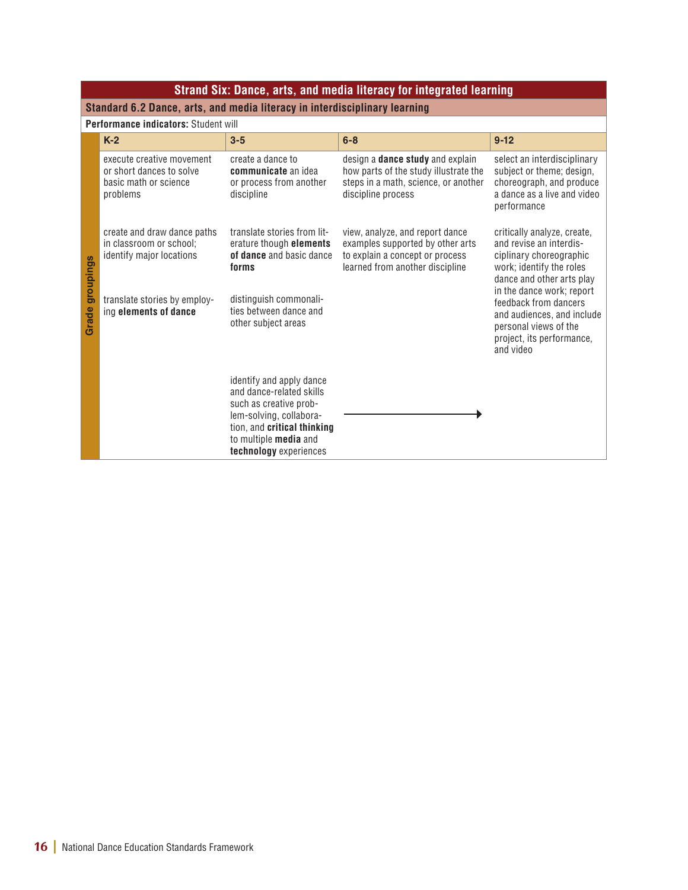## Strand Six: Dance, arts, and media literacy for integrated learning

### Standard 6.2 Dance, arts, and media literacy in interdisciplinary learning

**Performance indicators:** Student will

| Grade groupings | K-2 | 3-5 | 6-8 | 9-12 |
|---|---|---|---|---|
| | execute creative movement or short dances to solve basic math or science problems | create a dance to **communicate** an idea or process from another discipline | design a **dance study** and explain how parts of the study illustrate the steps in a math, science, or another discipline process | select an interdisciplinary subject or theme; design, choreograph, and produce a dance as a live and video performance |
| | create and draw dance paths in classroom or school; identify major locations | translate stories from literature though **elements of dance** and basic dance **forms** | view, analyze, and report dance examples supported by other arts to explain a concept or process learned from another discipline | critically analyze, create, and revise an interdisciplinary choreographic work; identify the roles dance and other arts play in the dance work; report feedback from dancers and audiences, and include personal views of the project, its performance, and video |
| | translate stories by employing **elements of dance** | distinguish commonalities between dance and other subject areas | | |
| | | identify and apply dance and dance-related skills such as creative problem-solving, collaboration, and **critical thinking** to multiple **media** and **technology** experiences | → | |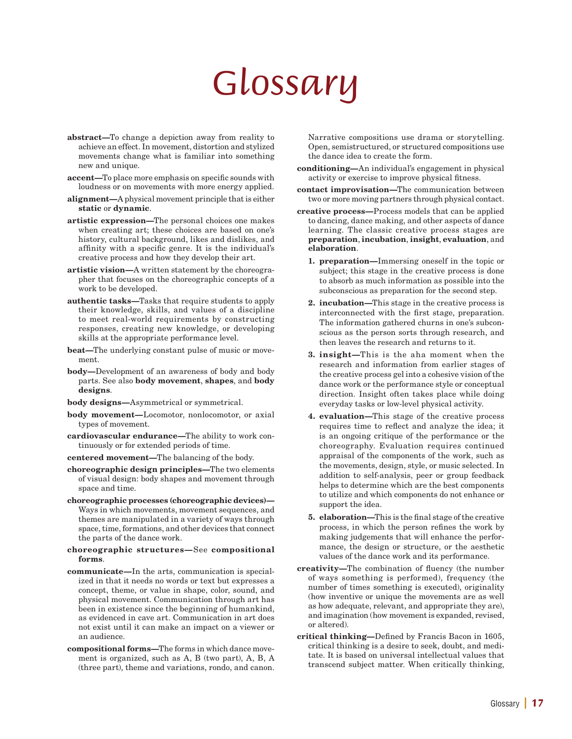# Glossary

**abstract—**To change a depiction away from reality to achieve an effect. In movement, distortion and stylized movements change what is familiar into something new and unique.

**accent—**To place more emphasis on specific sounds with loudness or on movements with more energy applied.

**alignment—**A physical movement principle that is either **static** or **dynamic**.

**artistic expression—**The personal choices one makes when creating art; these choices are based on one's history, cultural background, likes and dislikes, and affinity with a specific genre. It is the individual's creative process and how they develop their art.

**artistic vision—**A written statement by the choreographer that focuses on the choreographic concepts of a work to be developed.

**authentic tasks—**Tasks that require students to apply their knowledge, skills, and values of a discipline to meet real-world requirements by constructing responses, creating new knowledge, or developing skills at the appropriate performance level.

**beat—**The underlying constant pulse of music or movement.

**body—**Development of an awareness of body and body parts. See also **body movement**, **shapes**, and **body designs**.

**body designs—**Asymmetrical or symmetrical.

**body movement—**Locomotor, nonlocomotor, or axial types of movement.

**cardiovascular endurance—**The ability to work continuously or for extended periods of time.

**centered movement—**The balancing of the body.

**choreographic design principles—**The two elements of visual design: body shapes and movement through space and time.

**choreographic processes (choreographic devices)—**Ways in which movements, movement sequences, and themes are manipulated in a variety of ways through space, time, formations, and other devices that connect the parts of the dance work.

**choreographic structures—**See **compositional forms**.

**communicate—**In the arts, communication is specialized in that it needs no words or text but expresses a concept, theme, or value in shape, color, sound, and physical movement. Communication through art has been in existence since the beginning of humankind, as evidenced in cave art. Communication in art does not exist until it can make an impact on a viewer or an audience.

**compositional forms—**The forms in which dance movement is organized, such as A, B (two part), A, B, A (three part), theme and variations, rondo, and canon. Narrative compositions use drama or storytelling. Open, semistructured, or structured compositions use the dance idea to create the form.

**conditioning—**An individual's engagement in physical activity or exercise to improve physical fitness.

**contact improvisation—**The communication between two or more moving partners through physical contact.

**creative process—**Process models that can be applied to dancing, dance making, and other aspects of dance learning. The classic creative process stages are **preparation**, **incubation**, **insight**, **evaluation**, and **elaboration**.

1. **preparation—**Immersing oneself in the topic or subject; this stage in the creative process is done to absorb as much information as possible into the subconscious as preparation for the second step.
2. **incubation—**This stage in the creative process is interconnected with the first stage, preparation. The information gathered churns in one's subconscious as the person sorts through research, and then leaves the research and returns to it.
3. **insight—**This is the aha moment when the research and information from earlier stages of the creative process gel into a cohesive vision of the dance work or the performance style or conceptual direction. Insight often takes place while doing everyday tasks or low-level physical activity.
4. **evaluation—**This stage of the creative process requires time to reflect and analyze the idea; it is an ongoing critique of the performance or the choreography. Evaluation requires continued appraisal of the components of the work, such as the movements, design, style, or music selected. In addition to self-analysis, peer or group feedback helps to determine which are the best components to utilize and which components do not enhance or support the idea.
5. **elaboration—**This is the final stage of the creative process, in which the person refines the work by making judgements that will enhance the performance, the design or structure, or the aesthetic values of the dance work and its performance.

**creativity—**The combination of fluency (the number of ways something is performed), frequency (the number of times something is executed), originality (how inventive or unique the movements are as well as how adequate, relevant, and appropriate they are), and imagination (how movement is expanded, revised, or altered).

**critical thinking—**Defined by Francis Bacon in 1605, critical thinking is a desire to seek, doubt, and meditate. It is based on universal intellectual values that transcend subject matter. When critically thinking,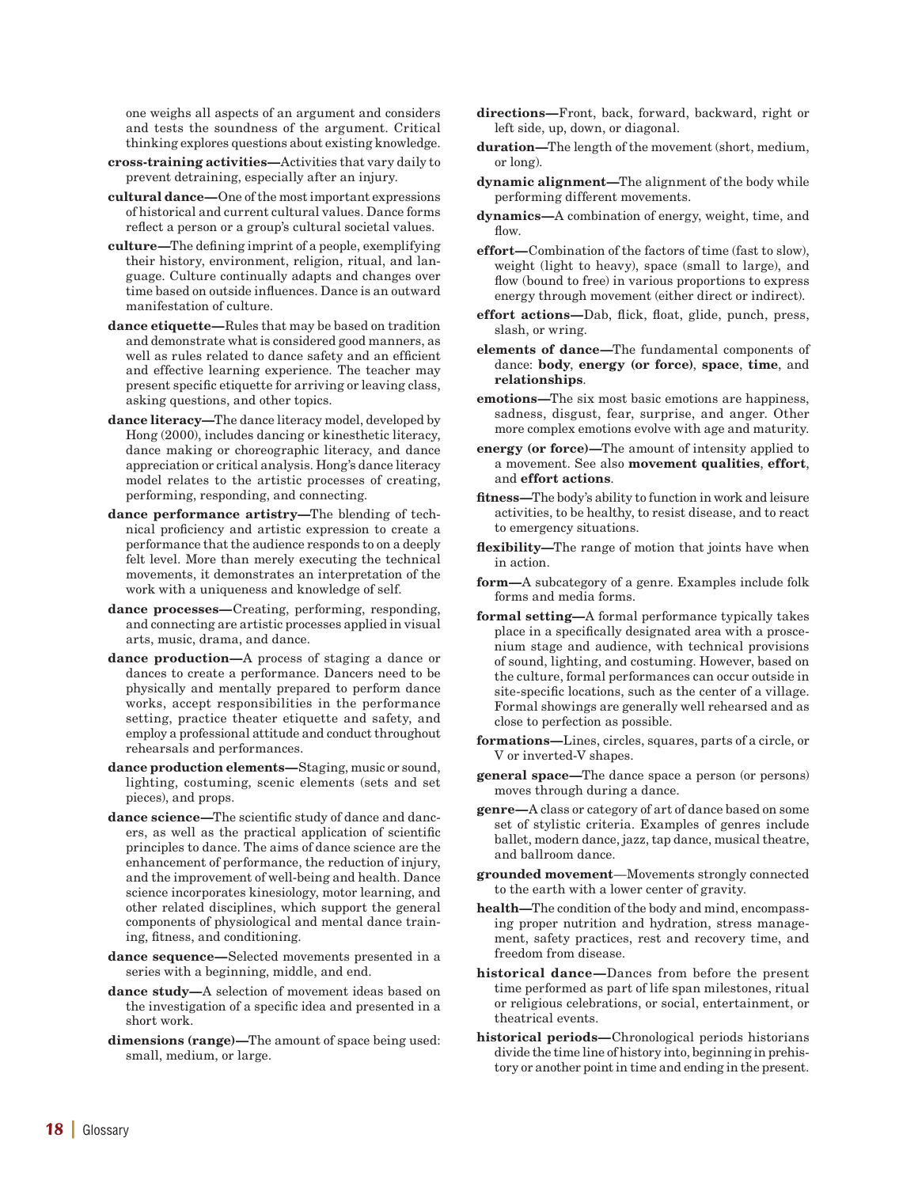one weighs all aspects of an argument and considers and tests the soundness of the argument. Critical thinking explores questions about existing knowledge.

**cross-training activities—**Activities that vary daily to prevent detraining, especially after an injury.

**cultural dance—**One of the most important expressions of historical and current cultural values. Dance forms reflect a person or a group's cultural societal values.

**culture—**The defining imprint of a people, exemplifying their history, environment, religion, ritual, and language. Culture continually adapts and changes over time based on outside influences. Dance is an outward manifestation of culture.

**dance etiquette—**Rules that may be based on tradition and demonstrate what is considered good manners, as well as rules related to dance safety and an efficient and effective learning experience. The teacher may present specific etiquette for arriving or leaving class, asking questions, and other topics.

**dance literacy—**The dance literacy model, developed by Hong (2000), includes dancing or kinesthetic literacy, dance making or choreographic literacy, and dance appreciation or critical analysis. Hong's dance literacy model relates to the artistic processes of creating, performing, responding, and connecting.

**dance performance artistry—**The blending of technical proficiency and artistic expression to create a performance that the audience responds to on a deeply felt level. More than merely executing the technical movements, it demonstrates an interpretation of the work with a uniqueness and knowledge of self.

**dance processes—**Creating, performing, responding, and connecting are artistic processes applied in visual arts, music, drama, and dance.

**dance production—**A process of staging a dance or dances to create a performance. Dancers need to be physically and mentally prepared to perform dance works, accept responsibilities in the performance setting, practice theater etiquette and safety, and employ a professional attitude and conduct throughout rehearsals and performances.

**dance production elements—**Staging, music or sound, lighting, costuming, scenic elements (sets and set pieces), and props.

**dance science—**The scientific study of dance and dancers, as well as the practical application of scientific principles to dance. The aims of dance science are the enhancement of performance, the reduction of injury, and the improvement of well-being and health. Dance science incorporates kinesiology, motor learning, and other related disciplines, which support the general components of physiological and mental dance training, fitness, and conditioning.

**dance sequence—**Selected movements presented in a series with a beginning, middle, and end.

**dance study—**A selection of movement ideas based on the investigation of a specific idea and presented in a short work.

**dimensions (range)—**The amount of space being used: small, medium, or large.

**directions—**Front, back, forward, backward, right or left side, up, down, or diagonal.

**duration—**The length of the movement (short, medium, or long).

**dynamic alignment—**The alignment of the body while performing different movements.

**dynamics—**A combination of energy, weight, time, and flow.

**effort—**Combination of the factors of time (fast to slow), weight (light to heavy), space (small to large), and flow (bound to free) in various proportions to express energy through movement (either direct or indirect).

**effort actions—**Dab, flick, float, glide, punch, press, slash, or wring.

**elements of dance—**The fundamental components of dance: **body**, **energy (or force)**, **space**, **time**, and **relationships**.

**emotions—**The six most basic emotions are happiness, sadness, disgust, fear, surprise, and anger. Other more complex emotions evolve with age and maturity.

**energy (or force)—**The amount of intensity applied to a movement. See also **movement qualities**, **effort**, and **effort actions**.

**fitness—**The body's ability to function in work and leisure activities, to be healthy, to resist disease, and to react to emergency situations.

**flexibility—**The range of motion that joints have when in action.

**form—**A subcategory of a genre. Examples include folk forms and media forms.

**formal setting—**A formal performance typically takes place in a specifically designated area with a proscenium stage and audience, with technical provisions of sound, lighting, and costuming. However, based on the culture, formal performances can occur outside in site-specific locations, such as the center of a village. Formal showings are generally well rehearsed and as close to perfection as possible.

**formations—**Lines, circles, squares, parts of a circle, or V or inverted-V shapes.

**general space—**The dance space a person (or persons) moves through during a dance.

**genre—**A class or category of art of dance based on some set of stylistic criteria. Examples of genres include ballet, modern dance, jazz, tap dance, musical theatre, and ballroom dance.

**grounded movement**—Movements strongly connected to the earth with a lower center of gravity.

**health—**The condition of the body and mind, encompassing proper nutrition and hydration, stress management, safety practices, rest and recovery time, and freedom from disease.

**historical dance—**Dances from before the present time performed as part of life span milestones, ritual or religious celebrations, or social, entertainment, or theatrical events.

**historical periods—**Chronological periods historians divide the time line of history into, beginning in prehistory or another point in time and ending in the present.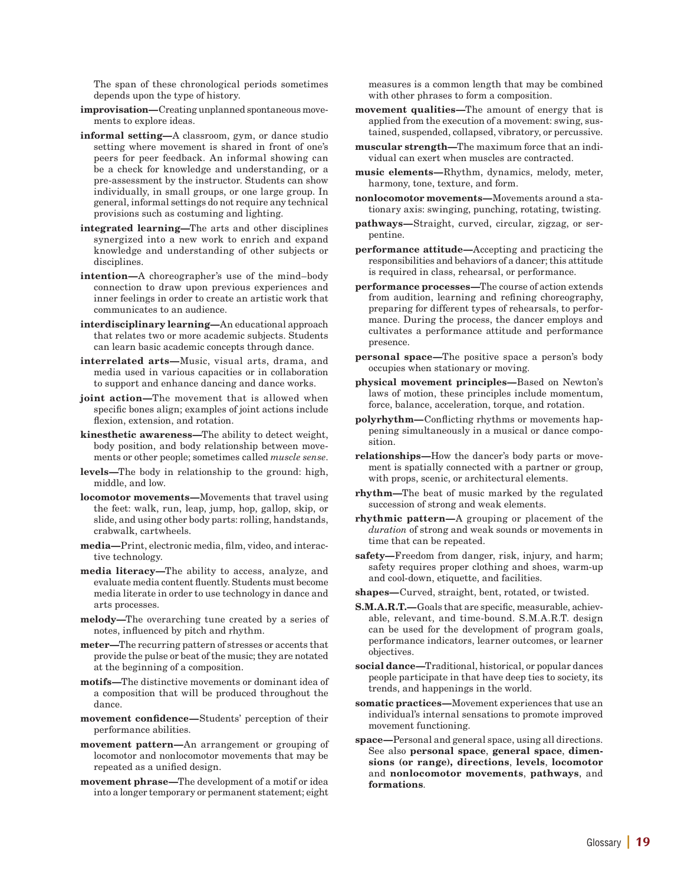The span of these chronological periods sometimes depends upon the type of history.

**improvisation—**Creating unplanned spontaneous movements to explore ideas.

**informal setting—**A classroom, gym, or dance studio setting where movement is shared in front of one's peers for peer feedback. An informal showing can be a check for knowledge and understanding, or a pre-assessment by the instructor. Students can show individually, in small groups, or one large group. In general, informal settings do not require any technical provisions such as costuming and lighting.

**integrated learning—**The arts and other disciplines synergized into a new work to enrich and expand knowledge and understanding of other subjects or disciplines.

**intention—**A choreographer's use of the mind–body connection to draw upon previous experiences and inner feelings in order to create an artistic work that communicates to an audience.

**interdisciplinary learning—**An educational approach that relates two or more academic subjects. Students can learn basic academic concepts through dance.

**interrelated arts—**Music, visual arts, drama, and media used in various capacities or in collaboration to support and enhance dancing and dance works.

**joint action—**The movement that is allowed when specific bones align; examples of joint actions include flexion, extension, and rotation.

**kinesthetic awareness—**The ability to detect weight, body position, and body relationship between movements or other people; sometimes called *muscle sense*.

**levels—**The body in relationship to the ground: high, middle, and low.

**locomotor movements—**Movements that travel using the feet: walk, run, leap, jump, hop, gallop, skip, or slide, and using other body parts: rolling, handstands, crabwalk, cartwheels.

**media—**Print, electronic media, film, video, and interactive technology.

**media literacy—**The ability to access, analyze, and evaluate media content fluently. Students must become media literate in order to use technology in dance and arts processes.

**melody—**The overarching tune created by a series of notes, influenced by pitch and rhythm.

**meter—**The recurring pattern of stresses or accents that provide the pulse or beat of the music; they are notated at the beginning of a composition.

**motifs—**The distinctive movements or dominant idea of a composition that will be produced throughout the dance.

**movement confidence—**Students' perception of their performance abilities.

**movement pattern—**An arrangement or grouping of locomotor and nonlocomotor movements that may be repeated as a unified design.

**movement phrase—**The development of a motif or idea into a longer temporary or permanent statement; eight measures is a common length that may be combined with other phrases to form a composition.

**movement qualities—**The amount of energy that is applied from the execution of a movement: swing, sustained, suspended, collapsed, vibratory, or percussive.

**muscular strength—**The maximum force that an individual can exert when muscles are contracted.

**music elements—**Rhythm, dynamics, melody, meter, harmony, tone, texture, and form.

**nonlocomotor movements—**Movements around a stationary axis: swinging, punching, rotating, twisting.

**pathways—**Straight, curved, circular, zigzag, or serpentine.

**performance attitude—**Accepting and practicing the responsibilities and behaviors of a dancer; this attitude is required in class, rehearsal, or performance.

**performance processes—**The course of action extends from audition, learning and refining choreography, preparing for different types of rehearsals, to performance. During the process, the dancer employs and cultivates a performance attitude and performance presence.

**personal space—**The positive space a person's body occupies when stationary or moving.

**physical movement principles—**Based on Newton's laws of motion, these principles include momentum, force, balance, acceleration, torque, and rotation.

**polyrhythm—**Conflicting rhythms or movements happening simultaneously in a musical or dance composition.

**relationships—**How the dancer's body parts or movement is spatially connected with a partner or group, with props, scenic, or architectural elements.

**rhythm—**The beat of music marked by the regulated succession of strong and weak elements.

**rhythmic pattern—**A grouping or placement of the *duration* of strong and weak sounds or movements in time that can be repeated.

**safety—**Freedom from danger, risk, injury, and harm; safety requires proper clothing and shoes, warm-up and cool-down, etiquette, and facilities.

**shapes—**Curved, straight, bent, rotated, or twisted.

**S.M.A.R.T.—**Goals that are specific, measurable, achievable, relevant, and time-bound. S.M.A.R.T. design can be used for the development of program goals, performance indicators, learner outcomes, or learner objectives.

**social dance—**Traditional, historical, or popular dances people participate in that have deep ties to society, its trends, and happenings in the world.

**somatic practices—**Movement experiences that use an individual's internal sensations to promote improved movement functioning.

**space—**Personal and general space, using all directions. See also **personal space**, **general space**, **dimensions (or range), directions**, **levels**, **locomotor** and **nonlocomotor movements**, **pathways**, and **formations**.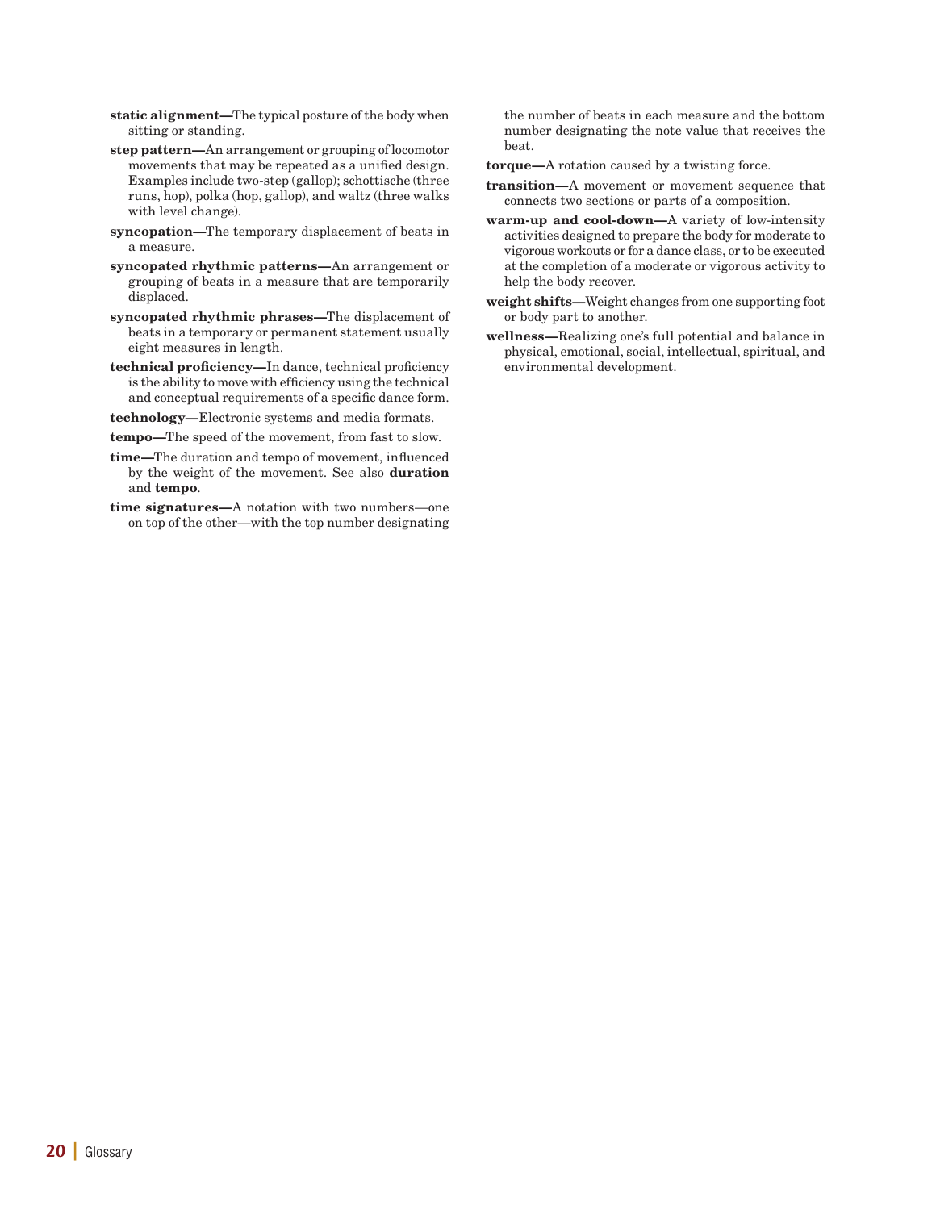**static alignment—**The typical posture of the body when sitting or standing.

**step pattern—**An arrangement or grouping of locomotor movements that may be repeated as a unified design. Examples include two-step (gallop); schottische (three runs, hop), polka (hop, gallop), and waltz (three walks with level change).

**syncopation—**The temporary displacement of beats in a measure.

**syncopated rhythmic patterns—**An arrangement or grouping of beats in a measure that are temporarily displaced.

**syncopated rhythmic phrases—**The displacement of beats in a temporary or permanent statement usually eight measures in length.

**technical proficiency—**In dance, technical proficiency is the ability to move with efficiency using the technical and conceptual requirements of a specific dance form.

**technology—**Electronic systems and media formats.

**tempo—**The speed of the movement, from fast to slow.

**time—**The duration and tempo of movement, influenced by the weight of the movement. See also **duration** and **tempo**.

**time signatures—**A notation with two numbers—one on top of the other—with the top number designating the number of beats in each measure and the bottom number designating the note value that receives the beat.

**torque—**A rotation caused by a twisting force.

**transition—**A movement or movement sequence that connects two sections or parts of a composition.

**warm-up and cool-down—**A variety of low-intensity activities designed to prepare the body for moderate to vigorous workouts or for a dance class, or to be executed at the completion of a moderate or vigorous activity to help the body recover.

**weight shifts—**Weight changes from one supporting foot or body part to another.

**wellness—**Realizing one's full potential and balance in physical, emotional, social, intellectual, spiritual, and environmental development.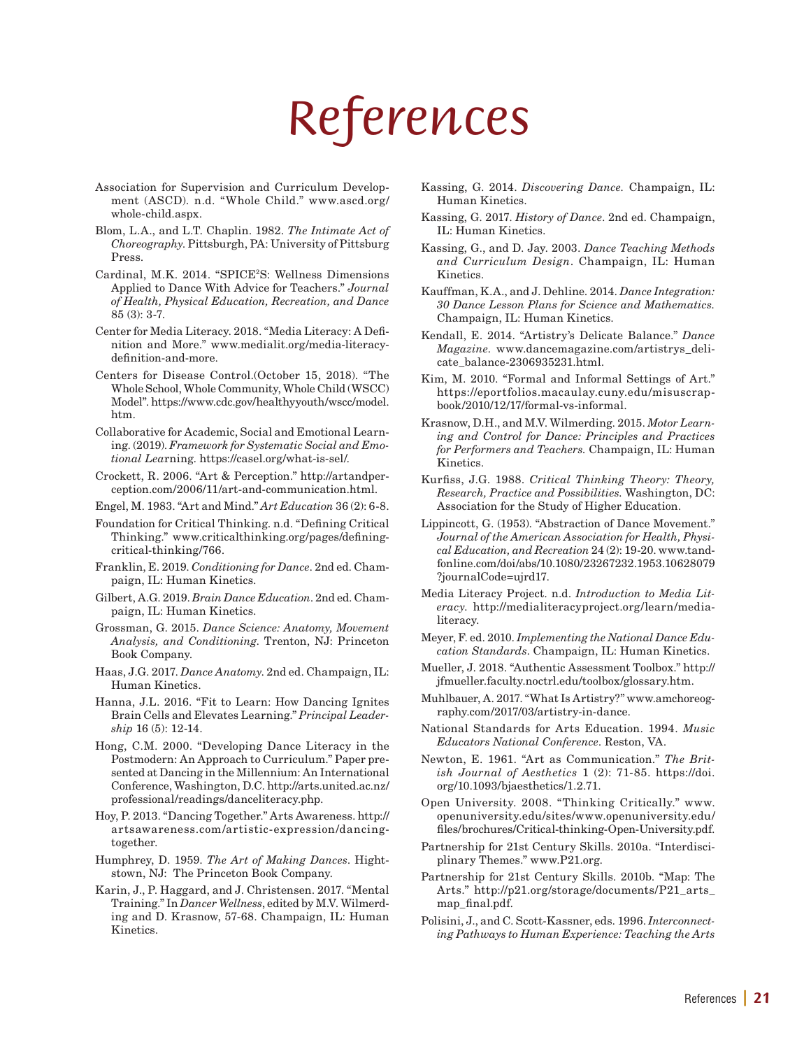# References

Association for Supervision and Curriculum Development (ASCD). n.d. "Whole Child." www.ascd.org/whole-child.aspx.

Blom, L.A., and L.T. Chaplin. 1982. *The Intimate Act of Choreography.* Pittsburgh, PA: University of Pittsburg Press.

Cardinal, M.K. 2014. "SPICE$^2$S: Wellness Dimensions Applied to Dance With Advice for Teachers." *Journal of Health, Physical Education, Recreation, and Dance* 85 (3): 3-7.

Center for Media Literacy. 2018. "Media Literacy: A Definition and More." www.medialit.org/media-literacy-definition-and-more.

Centers for Disease Control.(October 15, 2018). "The Whole School, Whole Community, Whole Child (WSCC) Model". https://www.cdc.gov/healthyyouth/wscc/model.htm.

Collaborative for Academic, Social and Emotional Learning. (2019). *Framework for Systematic Social and Emotional Lea*rning. https://casel.org/what-is-sel/.

Crockett, R. 2006. "Art & Perception." http://artandperception.com/2006/11/art-and-communication.html.

Engel, M. 1983. "Art and Mind." *Art Education* 36 (2): 6-8.

Foundation for Critical Thinking. n.d. "Defining Critical Thinking." www.criticalthinking.org/pages/defining-critical-thinking/766.

Franklin, E. 2019. *Conditioning for Dance*. 2nd ed. Champaign, IL: Human Kinetics.

Gilbert, A.G. 2019. *Brain Dance Education*. 2nd ed. Champaign, IL: Human Kinetics.

Grossman, G. 2015. *Dance Science: Anatomy, Movement Analysis, and Conditioning.* Trenton, NJ: Princeton Book Company.

Haas, J.G. 2017. *Dance Anatomy.* 2nd ed. Champaign, IL: Human Kinetics.

Hanna, J.L. 2016. "Fit to Learn: How Dancing Ignites Brain Cells and Elevates Learning." *Principal Leadership* 16 (5): 12-14.

Hong, C.M. 2000. "Developing Dance Literacy in the Postmodern: An Approach to Curriculum." Paper presented at Dancing in the Millennium: An International Conference, Washington, D.C. http://arts.united.ac.nz/professional/readings/danceliteracy.php.

Hoy, P. 2013. "Dancing Together." Arts Awareness. http://artsawareness.com/artistic-expression/dancing-together.

Humphrey, D. 1959. *The Art of Making Dances*. Hightstown, NJ: The Princeton Book Company.

Karin, J., P. Haggard, and J. Christensen. 2017. "Mental Training." In *Dancer Wellness*, edited by M.V. Wilmerding and D. Krasnow, 57-68. Champaign, IL: Human Kinetics.

Kassing, G. 2014. *Discovering Dance.* Champaign, IL: Human Kinetics.

Kassing, G. 2017. *History of Dance.* 2nd ed. Champaign, IL: Human Kinetics.

Kassing, G., and D. Jay. 2003. *Dance Teaching Methods and Curriculum Design*. Champaign, IL: Human Kinetics.

Kauffman, K.A., and J. Dehline. 2014. *Dance Integration: 30 Dance Lesson Plans for Science and Mathematics.* Champaign, IL: Human Kinetics.

Kendall, E. 2014. "Artistry's Delicate Balance." *Dance Magazine.* www.dancemagazine.com/artistrys_delicate_balance-2306935231.html.

Kim, M. 2010. "Formal and Informal Settings of Art." https://eportfolios.macaulay.cuny.edu/misuscrapbook/2010/12/17/formal-vs-informal.

Krasnow, D.H., and M.V. Wilmerding. 2015. *Motor Learning and Control for Dance: Principles and Practices for Performers and Teachers.* Champaign, IL: Human Kinetics.

Kurfiss, J.G. 1988. *Critical Thinking Theory: Theory, Research, Practice and Possibilities.* Washington, DC: Association for the Study of Higher Education.

Lippincott, G. (1953). "Abstraction of Dance Movement." *Journal of the American Association for Health, Physical Education, and Recreation* 24 (2): 19-20. www.tandfonline.com/doi/abs/10.1080/23267232.1953.10628079?journalCode=ujrd17.

Media Literacy Project. n.d. *Introduction to Media Literacy.* http://medialiteracyproject.org/learn/media-literacy.

Meyer, F. ed. 2010. *Implementing the National Dance Education Standards*. Champaign, IL: Human Kinetics.

Mueller, J. 2018. "Authentic Assessment Toolbox." http://jfmueller.faculty.noctrl.edu/toolbox/glossary.htm.

Muhlbauer, A. 2017. "What Is Artistry?" www.amchoreography.com/2017/03/artistry-in-dance.

National Standards for Arts Education. 1994. *Music Educators National Conference*. Reston, VA.

Newton, E. 1961. "Art as Communication." *The British Journal of Aesthetics* 1 (2): 71-85. https://doi.org/10.1093/bjaesthetics/1.2.71.

Open University. 2008. "Thinking Critically." www.openuniversity.edu/sites/www.openuniversity.edu/files/brochures/Critical-thinking-Open-University.pdf.

Partnership for 21st Century Skills. 2010a. "Interdisciplinary Themes." www.P21.org.

Partnership for 21st Century Skills. 2010b. "Map: The Arts." http://p21.org/storage/documents/P21_arts_map_final.pdf.

Polisini, J., and C. Scott-Kassner, eds. 1996. *Interconnecting Pathways to Human Experience: Teaching the Arts*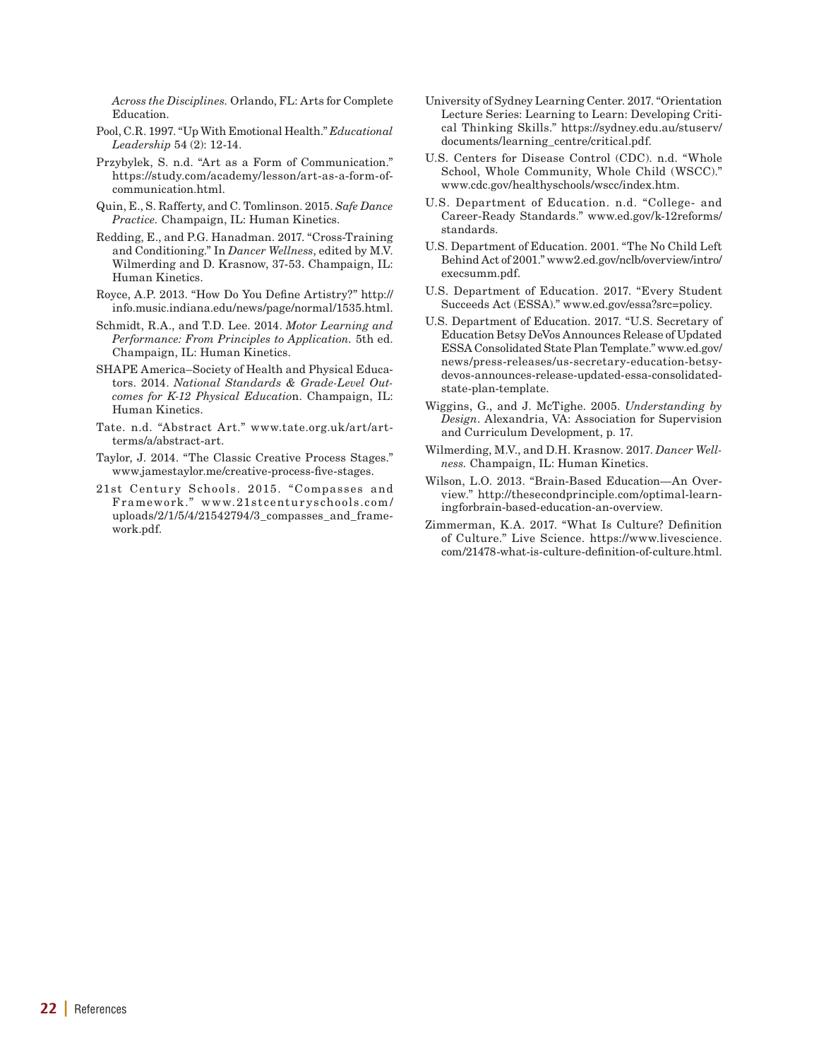*Across the Disciplines.* Orlando, FL: Arts for Complete Education.

Pool, C.R. 1997. "Up With Emotional Health." *Educational Leadership* 54 (2): 12-14.

Przybylek, S. n.d. "Art as a Form of Communication." https://study.com/academy/lesson/art-as-a-form-of-communication.html.

Quin, E., S. Rafferty, and C. Tomlinson. 2015. *Safe Dance Practice.* Champaign, IL: Human Kinetics.

Redding, E., and P.G. Hanadman. 2017. "Cross-Training and Conditioning." In *Dancer Wellness*, edited by M.V. Wilmerding and D. Krasnow, 37-53. Champaign, IL: Human Kinetics.

Royce, A.P. 2013. "How Do You Define Artistry?" http://info.music.indiana.edu/news/page/normal/1535.html.

Schmidt, R.A., and T.D. Lee. 2014. *Motor Learning and Performance: From Principles to Application.* 5th ed. Champaign, IL: Human Kinetics.

SHAPE America–Society of Health and Physical Educators. 2014. *National Standards & Grade-Level Outcomes for K-12 Physical Educatio*n. Champaign, IL: Human Kinetics.

Tate. n.d. "Abstract Art." www.tate.org.uk/art/art-terms/a/abstract-art.

Taylor, J. 2014. "The Classic Creative Process Stages." www.jamestaylor.me/creative-process-five-stages.

21st Century Schools. 2015. "Compasses and Framework." www.21stcenturyschools.com/uploads/2/1/5/4/21542794/3_compasses_and_framework.pdf.

University of Sydney Learning Center. 2017. "Orientation Lecture Series: Learning to Learn: Developing Critical Thinking Skills." https://sydney.edu.au/stuserv/documents/learning_centre/critical.pdf.

U.S. Centers for Disease Control (CDC). n.d. "Whole School, Whole Community, Whole Child (WSCC)." www.cdc.gov/healthyschools/wscc/index.htm.

U.S. Department of Education. n.d. "College- and Career-Ready Standards." www.ed.gov/k-12reforms/standards.

U.S. Department of Education. 2001. "The No Child Left Behind Act of 2001." www2.ed.gov/nclb/overview/intro/execsumm.pdf.

U.S. Department of Education. 2017. "Every Student Succeeds Act (ESSA)." www.ed.gov/essa?src=policy.

U.S. Department of Education. 2017. "U.S. Secretary of Education Betsy DeVos Announces Release of Updated ESSA Consolidated State Plan Template." www.ed.gov/news/press-releases/us-secretary-education-betsy-devos-announces-release-updated-essa-consolidated-state-plan-template.

Wiggins, G., and J. McTighe. 2005. *Understanding by Design*. Alexandria, VA: Association for Supervision and Curriculum Development, p. 17.

Wilmerding, M.V., and D.H. Krasnow. 2017. *Dancer Wellness.* Champaign, IL: Human Kinetics.

Wilson, L.O. 2013. "Brain-Based Education—An Overview." http://thesecondprinciple.com/optimal-learningforbrain-based-education-an-overview.

Zimmerman, K.A. 2017. "What Is Culture? Definition of Culture." Live Science. https://www.livescience.com/21478-what-is-culture-definition-of-culture.html.